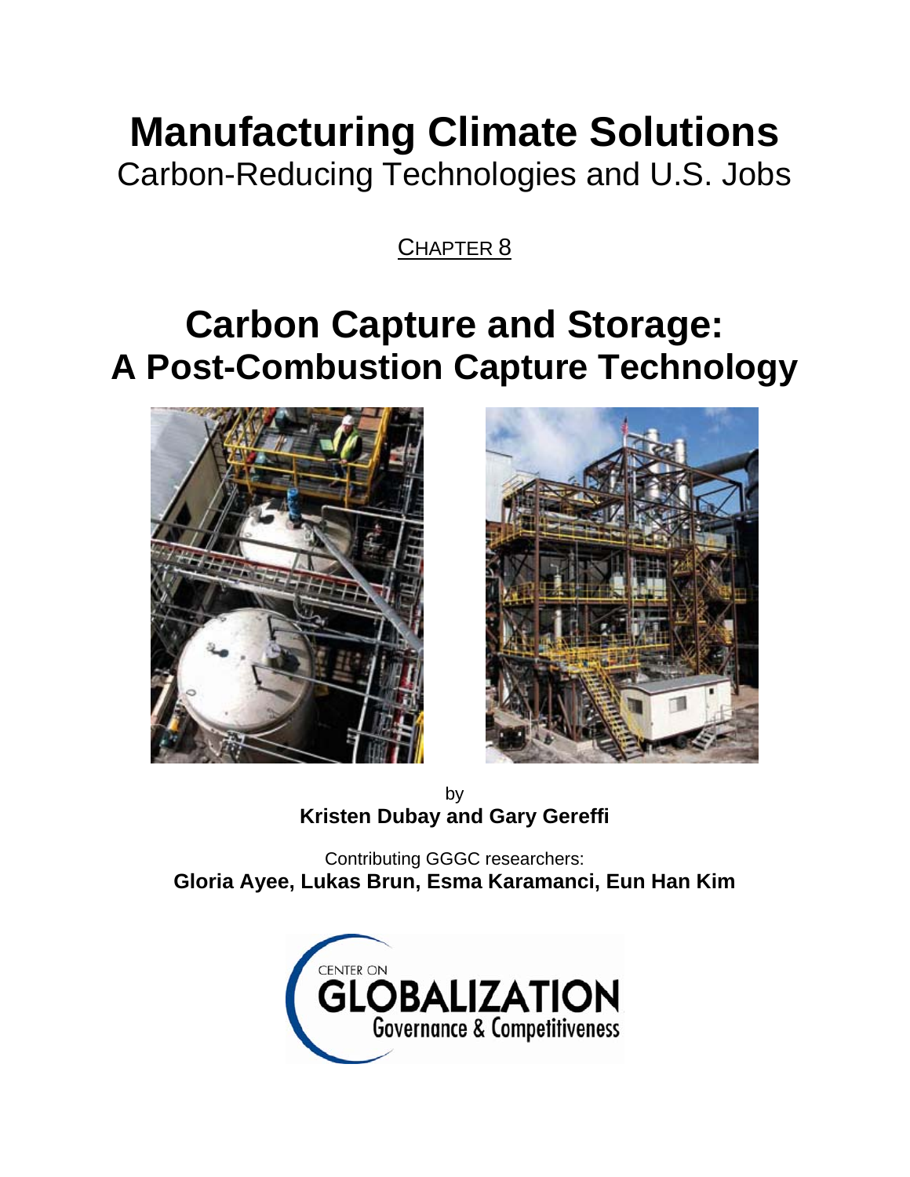# Manufacturing Climate Solutions

Carbon-Reducing Technologies and U.S. Jobs

CHAPTER 8

# Carbon Capture and Storage: A Post-Combustion Capture Technology

by

**Kristen Dubay and Gary Gereffi**

Contributing GGGC researchers:

**Gloria Ayee, Lukas Brun, Esma Karamanci, Eun Han Kim**

CENTER ON GLOBALIZATION Governance & Competitiveness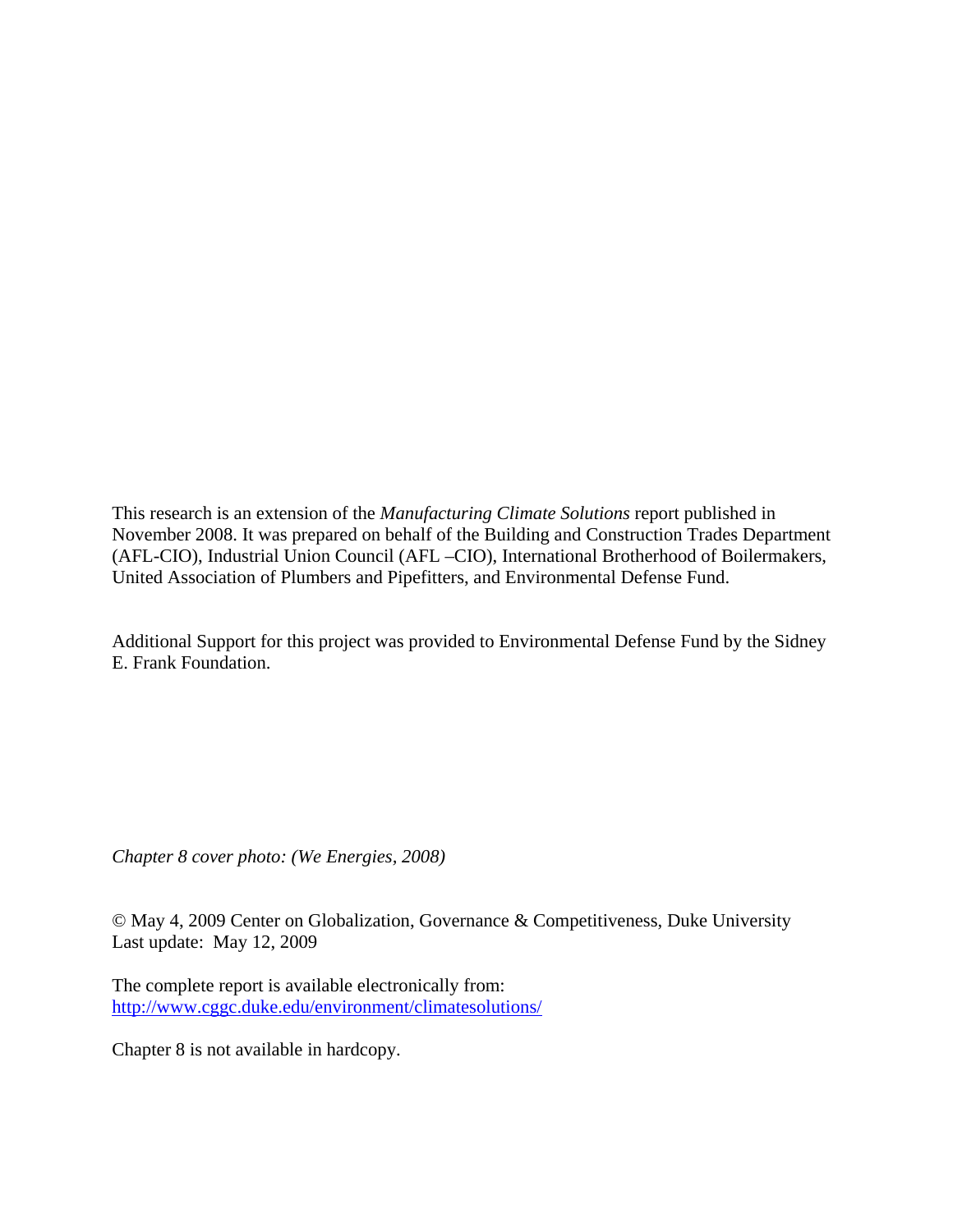This research is an extension of the *Manufacturing Climate Solutions* report published in November 2008. It was prepared on behalf of the Building and Construction Trades Department (AFL-CIO), Industrial Union Council (AFL –CIO), International Brotherhood of Boilermakers, United Association of Plumbers and Pipefitters, and Environmental Defense Fund.

Additional Support for this project was provided to Environmental Defense Fund by the Sidney E. Frank Foundation.

*Chapter 8 cover photo: (We Energies, 2008)*

© May 4, 2009 Center on Globalization, Governance & Competitiveness, Duke University
Last update: May 12, 2009

The complete report is available electronically from:
[http://www.cggc.duke.edu/environment/climatesolutions/](http://www.cggc.duke.edu/environment/climatesolutions/)

Chapter 8 is not available in hardcopy.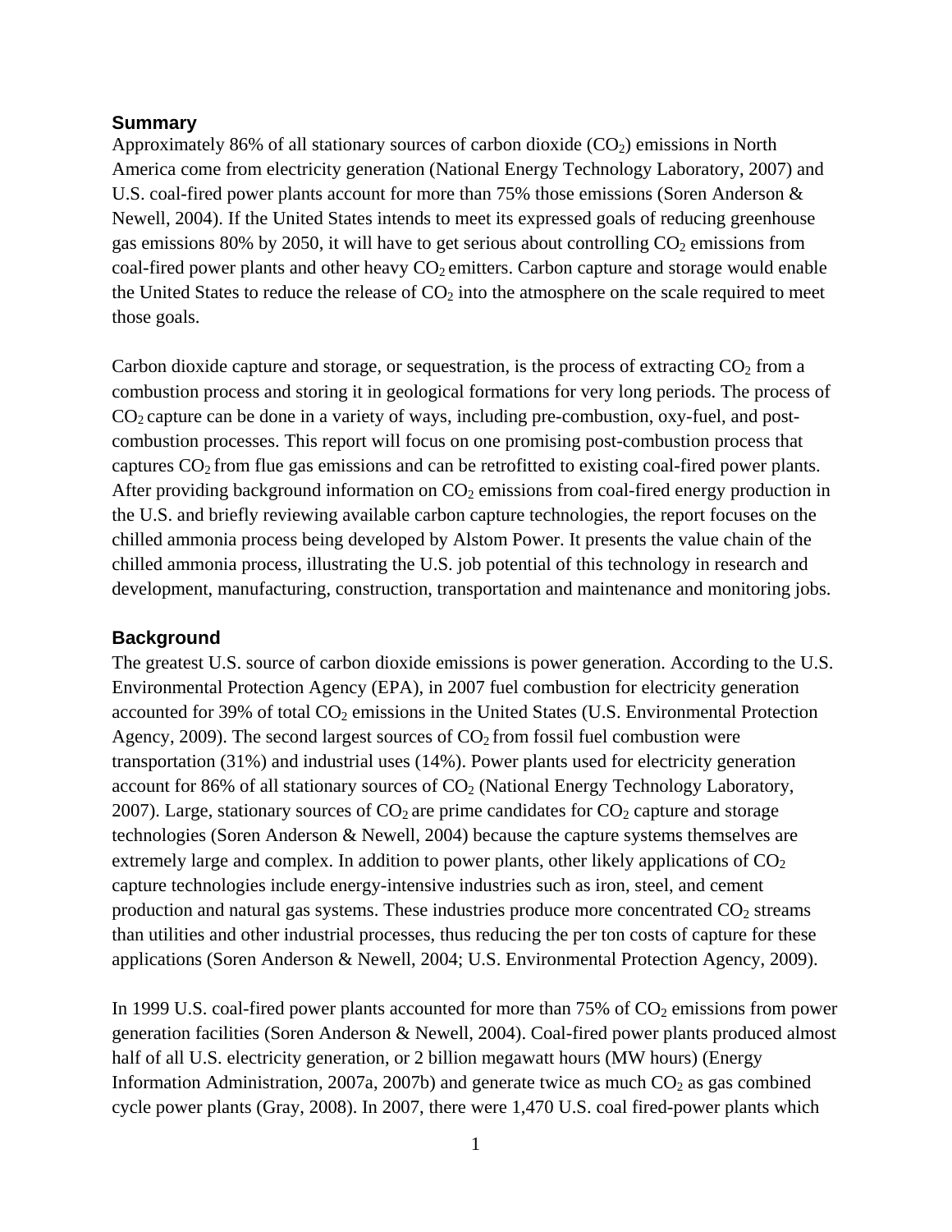## Summary

Approximately 86% of all stationary sources of carbon dioxide ($CO_2$) emissions in North America come from electricity generation (National Energy Technology Laboratory, 2007) and U.S. coal-fired power plants account for more than 75% those emissions (Soren Anderson & Newell, 2004). If the United States intends to meet its expressed goals of reducing greenhouse gas emissions 80% by 2050, it will have to get serious about controlling $CO_2$ emissions from coal-fired power plants and other heavy $CO_2$ emitters. Carbon capture and storage would enable the United States to reduce the release of $CO_2$ into the atmosphere on the scale required to meet those goals.

Carbon dioxide capture and storage, or sequestration, is the process of extracting $CO_2$ from a combustion process and storing it in geological formations for very long periods. The process of $CO_2$ capture can be done in a variety of ways, including pre-combustion, oxy-fuel, and post-combustion processes. This report will focus on one promising post-combustion process that captures $CO_2$ from flue gas emissions and can be retrofitted to existing coal-fired power plants. After providing background information on $CO_2$ emissions from coal-fired energy production in the U.S. and briefly reviewing available carbon capture technologies, the report focuses on the chilled ammonia process being developed by Alstom Power. It presents the value chain of the chilled ammonia process, illustrating the U.S. job potential of this technology in research and development, manufacturing, construction, transportation and maintenance and monitoring jobs.

## Background

The greatest U.S. source of carbon dioxide emissions is power generation. According to the U.S. Environmental Protection Agency (EPA), in 2007 fuel combustion for electricity generation accounted for 39% of total $CO_2$ emissions in the United States (U.S. Environmental Protection Agency, 2009). The second largest sources of $CO_2$ from fossil fuel combustion were transportation (31%) and industrial uses (14%). Power plants used for electricity generation account for 86% of all stationary sources of $CO_2$ (National Energy Technology Laboratory, 2007). Large, stationary sources of $CO_2$ are prime candidates for $CO_2$ capture and storage technologies (Soren Anderson & Newell, 2004) because the capture systems themselves are extremely large and complex. In addition to power plants, other likely applications of $CO_2$ capture technologies include energy-intensive industries such as iron, steel, and cement production and natural gas systems. These industries produce more concentrated $CO_2$ streams than utilities and other industrial processes, thus reducing the per ton costs of capture for these applications (Soren Anderson & Newell, 2004; U.S. Environmental Protection Agency, 2009).

In 1999 U.S. coal-fired power plants accounted for more than 75% of $CO_2$ emissions from power generation facilities (Soren Anderson & Newell, 2004). Coal-fired power plants produced almost half of all U.S. electricity generation, or 2 billion megawatt hours (MW hours) (Energy Information Administration, 2007a, 2007b) and generate twice as much $CO_2$ as gas combined cycle power plants (Gray, 2008). In 2007, there were 1,470 U.S. coal fired-power plants which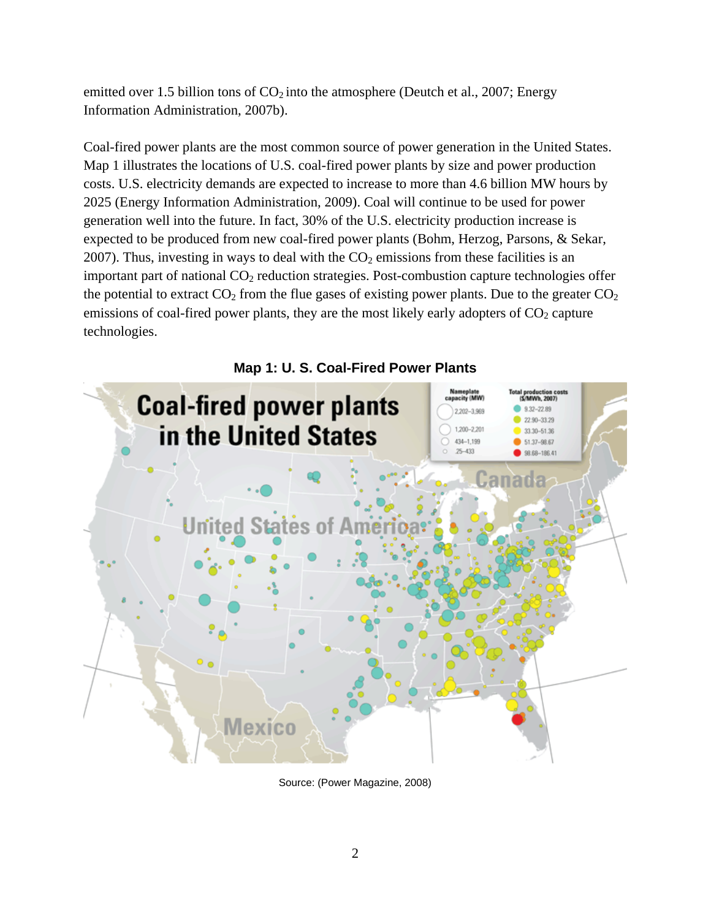emitted over 1.5 billion tons of $CO_2$ into the atmosphere (Deutch et al., 2007; Energy Information Administration, 2007b).

Coal-fired power plants are the most common source of power generation in the United States. Map 1 illustrates the locations of U.S. coal-fired power plants by size and power production costs. U.S. electricity demands are expected to increase to more than 4.6 billion MW hours by 2025 (Energy Information Administration, 2009). Coal will continue to be used for power generation well into the future. In fact, 30% of the U.S. electricity production increase is expected to be produced from new coal-fired power plants (Bohm, Herzog, Parsons, & Sekar, 2007). Thus, investing in ways to deal with the $CO_2$ emissions from these facilities is an important part of national $CO_2$ reduction strategies. Post-combustion capture technologies offer the potential to extract $CO_2$ from the flue gases of existing power plants. Due to the greater $CO_2$ emissions of coal-fired power plants, they are the most likely early adopters of $CO_2$ capture technologies.

**Map 1: U. S. Coal-Fired Power Plants**

Source: (Power Magazine, 2008)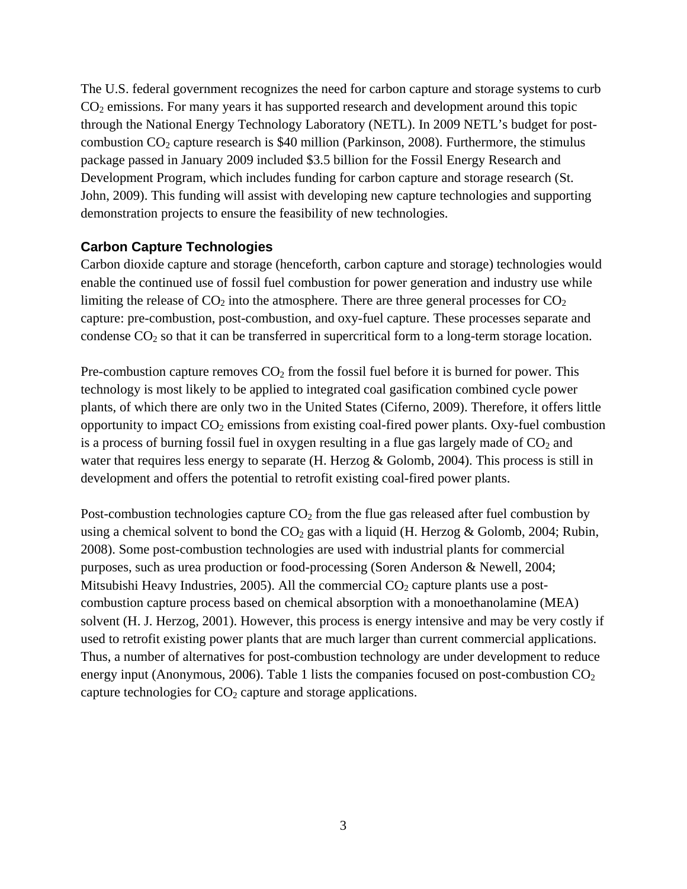The U.S. federal government recognizes the need for carbon capture and storage systems to curb $CO_2$ emissions. For many years it has supported research and development around this topic through the National Energy Technology Laboratory (NETL). In 2009 NETL's budget for post-combustion $CO_2$ capture research is $40 million (Parkinson, 2008). Furthermore, the stimulus package passed in January 2009 included $3.5 billion for the Fossil Energy Research and Development Program, which includes funding for carbon capture and storage research (St. John, 2009). This funding will assist with developing new capture technologies and supporting demonstration projects to ensure the feasibility of new technologies.

### Carbon Capture Technologies

Carbon dioxide capture and storage (henceforth, carbon capture and storage) technologies would enable the continued use of fossil fuel combustion for power generation and industry use while limiting the release of $CO_2$ into the atmosphere. There are three general processes for $CO_2$ capture: pre-combustion, post-combustion, and oxy-fuel capture. These processes separate and condense $CO_2$ so that it can be transferred in supercritical form to a long-term storage location.

Pre-combustion capture removes $CO_2$ from the fossil fuel before it is burned for power. This technology is most likely to be applied to integrated coal gasification combined cycle power plants, of which there are only two in the United States (Ciferno, 2009). Therefore, it offers little opportunity to impact $CO_2$ emissions from existing coal-fired power plants. Oxy-fuel combustion is a process of burning fossil fuel in oxygen resulting in a flue gas largely made of $CO_2$ and water that requires less energy to separate (H. Herzog & Golomb, 2004). This process is still in development and offers the potential to retrofit existing coal-fired power plants.

Post-combustion technologies capture $CO_2$ from the flue gas released after fuel combustion by using a chemical solvent to bond the $CO_2$ gas with a liquid (H. Herzog & Golomb, 2004; Rubin, 2008). Some post-combustion technologies are used with industrial plants for commercial purposes, such as urea production or food-processing (Soren Anderson & Newell, 2004; Mitsubishi Heavy Industries, 2005). All the commercial $CO_2$ capture plants use a post-combustion capture process based on chemical absorption with a monoethanolamine (MEA) solvent (H. J. Herzog, 2001). However, this process is energy intensive and may be very costly if used to retrofit existing power plants that are much larger than current commercial applications. Thus, a number of alternatives for post-combustion technology are under development to reduce energy input (Anonymous, 2006). Table 1 lists the companies focused on post-combustion $CO_2$ capture technologies for $CO_2$ capture and storage applications.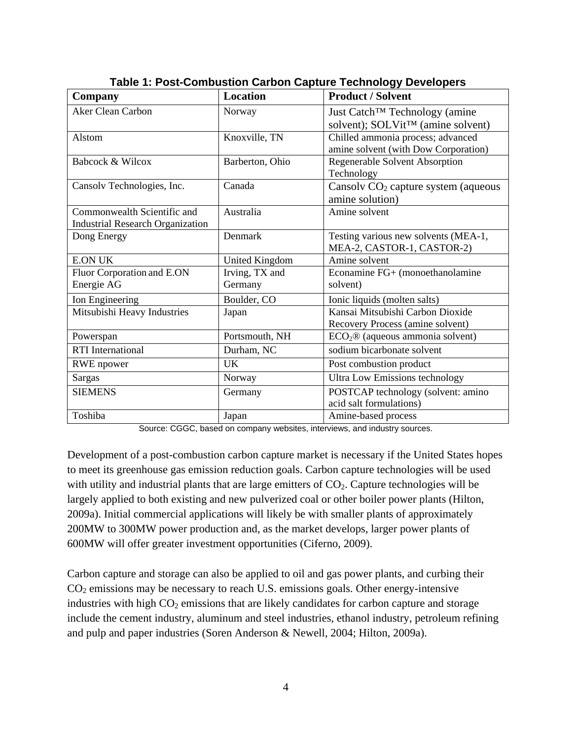**Table 1: Post-Combustion Carbon Capture Technology Developers**

| Company | Location | Product / Solvent |
| --- | --- | --- |
| Aker Clean Carbon | Norway | Just Catch™ Technology (amine solvent); SOLVit™ (amine solvent) |
| Alstom | Knoxville, TN | Chilled ammonia process; advanced amine solvent (with Dow Corporation) |
| Babcock & Wilcox | Barberton, Ohio | Regenerable Solvent Absorption Technology |
| Cansolv Technologies, Inc. | Canada | Cansolv $CO_2$ capture system (aqueous amine solution) |
| Commonwealth Scientific and Industrial Research Organization | Australia | Amine solvent |
| Dong Energy | Denmark | Testing various new solvents (MEA-1, MEA-2, CASTOR-1, CASTOR-2) |
| E.ON UK | United Kingdom | Amine solvent |
| Fluor Corporation and E.ON Energie AG | Irving, TX and Germany | Econamine FG+ (monoethanolamine solvent) |
| Ion Engineering | Boulder, CO | Ionic liquids (molten salts) |
| Mitsubishi Heavy Industries | Japan | Kansai Mitsubishi Carbon Dioxide Recovery Process (amine solvent) |
| Powerspan | Portsmouth, NH | $ECO_2$® (aqueous ammonia solvent) |
| RTI International | Durham, NC | sodium bicarbonate solvent |
| RWE npower | UK | Post combustion product |
| Sargas | Norway | Ultra Low Emissions technology |
| SIEMENS | Germany | POSTCAP technology (solvent: amino acid salt formulations) |
| Toshiba | Japan | Amine-based process |

Source: CGGC, based on company websites, interviews, and industry sources.

Development of a post-combustion carbon capture market is necessary if the United States hopes to meet its greenhouse gas emission reduction goals. Carbon capture technologies will be used with utility and industrial plants that are large emitters of $CO_2$. Capture technologies will be largely applied to both existing and new pulverized coal or other boiler power plants (Hilton, 2009a). Initial commercial applications will likely be with smaller plants of approximately 200MW to 300MW power production and, as the market develops, larger power plants of 600MW will offer greater investment opportunities (Ciferno, 2009).

Carbon capture and storage can also be applied to oil and gas power plants, and curbing their $CO_2$ emissions may be necessary to reach U.S. emissions goals. Other energy-intensive industries with high $CO_2$ emissions that are likely candidates for carbon capture and storage include the cement industry, aluminum and steel industries, ethanol industry, petroleum refining and pulp and paper industries (Soren Anderson & Newell, 2004; Hilton, 2009a).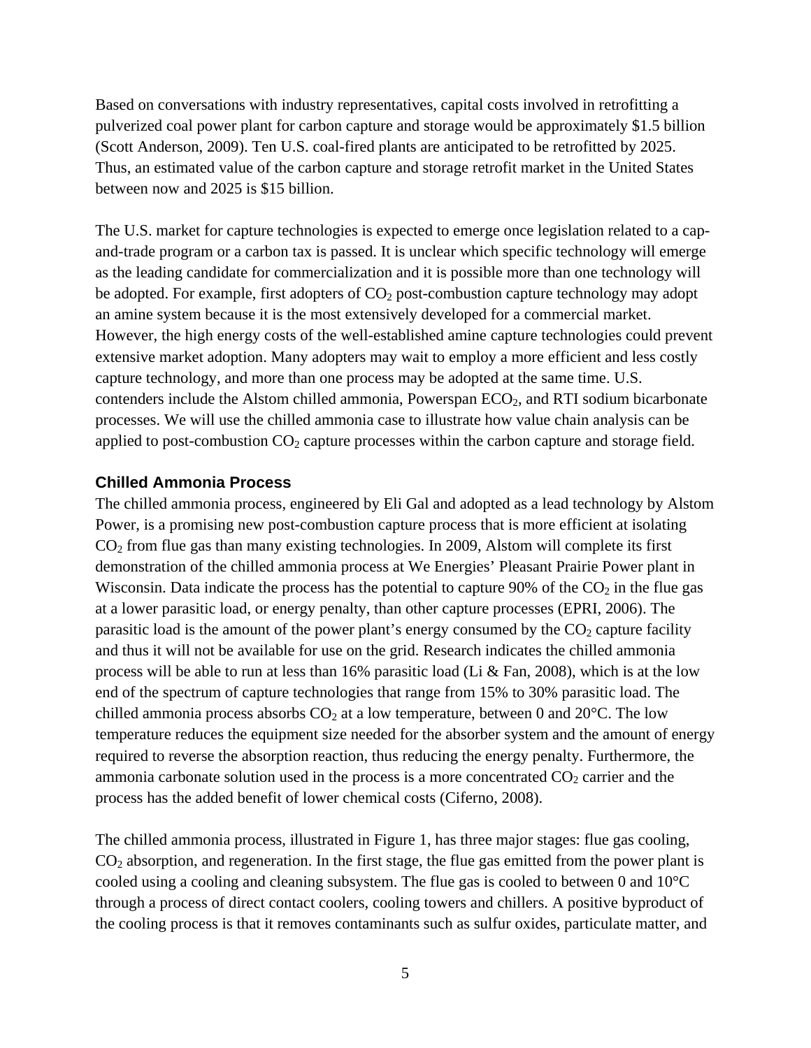Based on conversations with industry representatives, capital costs involved in retrofitting a pulverized coal power plant for carbon capture and storage would be approximately $1.5 billion (Scott Anderson, 2009). Ten U.S. coal-fired plants are anticipated to be retrofitted by 2025. Thus, an estimated value of the carbon capture and storage retrofit market in the United States between now and 2025 is $15 billion.

The U.S. market for capture technologies is expected to emerge once legislation related to a cap-and-trade program or a carbon tax is passed. It is unclear which specific technology will emerge as the leading candidate for commercialization and it is possible more than one technology will be adopted. For example, first adopters of $CO_2$ post-combustion capture technology may adopt an amine system because it is the most extensively developed for a commercial market. However, the high energy costs of the well-established amine capture technologies could prevent extensive market adoption. Many adopters may wait to employ a more efficient and less costly capture technology, and more than one process may be adopted at the same time. U.S. contenders include the Alstom chilled ammonia, Powerspan $ECO_2$, and RTI sodium bicarbonate processes. We will use the chilled ammonia case to illustrate how value chain analysis can be applied to post-combustion $CO_2$ capture processes within the carbon capture and storage field.

### Chilled Ammonia Process

The chilled ammonia process, engineered by Eli Gal and adopted as a lead technology by Alstom Power, is a promising new post-combustion capture process that is more efficient at isolating $CO_2$ from flue gas than many existing technologies. In 2009, Alstom will complete its first demonstration of the chilled ammonia process at We Energies' Pleasant Prairie Power plant in Wisconsin. Data indicate the process has the potential to capture 90% of the $CO_2$ in the flue gas at a lower parasitic load, or energy penalty, than other capture processes (EPRI, 2006). The parasitic load is the amount of the power plant's energy consumed by the $CO_2$ capture facility and thus it will not be available for use on the grid. Research indicates the chilled ammonia process will be able to run at less than 16% parasitic load (Li & Fan, 2008), which is at the low end of the spectrum of capture technologies that range from 15% to 30% parasitic load. The chilled ammonia process absorbs $CO_2$ at a low temperature, between 0 and 20°C. The low temperature reduces the equipment size needed for the absorber system and the amount of energy required to reverse the absorption reaction, thus reducing the energy penalty. Furthermore, the ammonia carbonate solution used in the process is a more concentrated $CO_2$ carrier and the process has the added benefit of lower chemical costs (Ciferno, 2008).

The chilled ammonia process, illustrated in Figure 1, has three major stages: flue gas cooling, $CO_2$ absorption, and regeneration. In the first stage, the flue gas emitted from the power plant is cooled using a cooling and cleaning subsystem. The flue gas is cooled to between 0 and 10°C through a process of direct contact coolers, cooling towers and chillers. A positive byproduct of the cooling process is that it removes contaminants such as sulfur oxides, particulate matter, and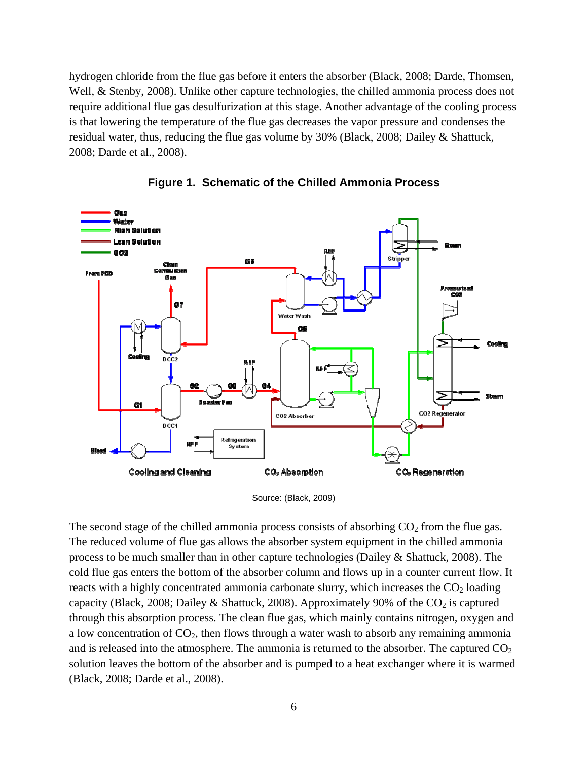hydrogen chloride from the flue gas before it enters the absorber (Black, 2008; Darde, Thomsen, Well, & Stenby, 2008). Unlike other capture technologies, the chilled ammonia process does not require additional flue gas desulfurization at this stage. Another advantage of the cooling process is that lowering the temperature of the flue gas decreases the vapor pressure and condenses the residual water, thus, reducing the flue gas volume by 30% (Black, 2008; Dailey & Shattuck, 2008; Darde et al., 2008).

**Figure 1. Schematic of the Chilled Ammonia Process**

Source: (Black, 2009)

The second stage of the chilled ammonia process consists of absorbing $CO_2$ from the flue gas. The reduced volume of flue gas allows the absorber system equipment in the chilled ammonia process to be much smaller than in other capture technologies (Dailey & Shattuck, 2008). The cold flue gas enters the bottom of the absorber column and flows up in a counter current flow. It reacts with a highly concentrated ammonia carbonate slurry, which increases the $CO_2$ loading capacity (Black, 2008; Dailey & Shattuck, 2008). Approximately 90% of the $CO_2$ is captured through this absorption process. The clean flue gas, which mainly contains nitrogen, oxygen and a low concentration of $CO_2$, then flows through a water wash to absorb any remaining ammonia and is released into the atmosphere. The ammonia is returned to the absorber. The captured $CO_2$ solution leaves the bottom of the absorber and is pumped to a heat exchanger where it is warmed (Black, 2008; Darde et al., 2008).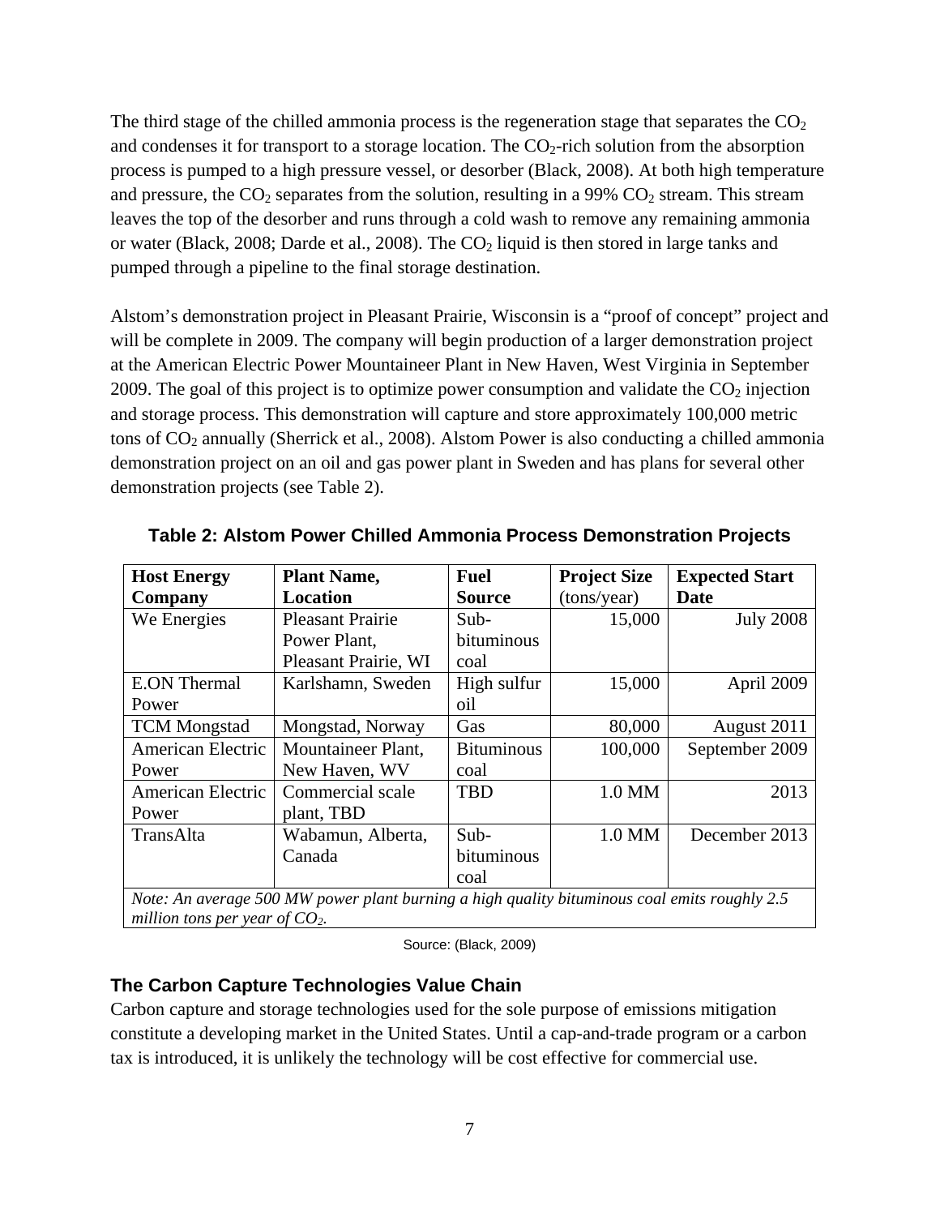The third stage of the chilled ammonia process is the regeneration stage that separates the $CO_2$ and condenses it for transport to a storage location. The $CO_2$-rich solution from the absorption process is pumped to a high pressure vessel, or desorber (Black, 2008). At both high temperature and pressure, the $CO_2$ separates from the solution, resulting in a 99% $CO_2$ stream. This stream leaves the top of the desorber and runs through a cold wash to remove any remaining ammonia or water (Black, 2008; Darde et al., 2008). The $CO_2$ liquid is then stored in large tanks and pumped through a pipeline to the final storage destination.

Alstom's demonstration project in Pleasant Prairie, Wisconsin is a "proof of concept" project and will be complete in 2009. The company will begin production of a larger demonstration project at the American Electric Power Mountaineer Plant in New Haven, West Virginia in September 2009. The goal of this project is to optimize power consumption and validate the $CO_2$ injection and storage process. This demonstration will capture and store approximately 100,000 metric tons of $CO_2$ annually (Sherrick et al., 2008). Alstom Power is also conducting a chilled ammonia demonstration project on an oil and gas power plant in Sweden and has plans for several other demonstration projects (see Table 2).

**Table 2: Alstom Power Chilled Ammonia Process Demonstration Projects**

| **Host Energy Company** | **Plant Name, Location** | **Fuel Source** | **Project Size** (tons/year) | **Expected Start Date** |
|---|---|---|---|---|
| We Energies | Pleasant Prairie Power Plant, Pleasant Prairie, WI | Sub-bituminous coal | 15,000 | July 2008 |
| E.ON Thermal Power | Karlshamn, Sweden | High sulfur oil | 15,000 | April 2009 |
| TCM Mongstad | Mongstad, Norway | Gas | 80,000 | August 2011 |
| American Electric Power | Mountaineer Plant, New Haven, WV | Bituminous coal | 100,000 | September 2009 |
| American Electric Power | Commercial scale plant, TBD | TBD | 1.0 MM | 2013 |
| TransAlta | Wabamun, Alberta, Canada | Sub-bituminous coal | 1.0 MM | December 2013 |
| *Note: An average 500 MW power plant burning a high quality bituminous coal emits roughly 2.5 million tons per year of $CO_2$.* | | | | |

Source: (Black, 2009)

### The Carbon Capture Technologies Value Chain

Carbon capture and storage technologies used for the sole purpose of emissions mitigation constitute a developing market in the United States. Until a cap-and-trade program or a carbon tax is introduced, it is unlikely the technology will be cost effective for commercial use.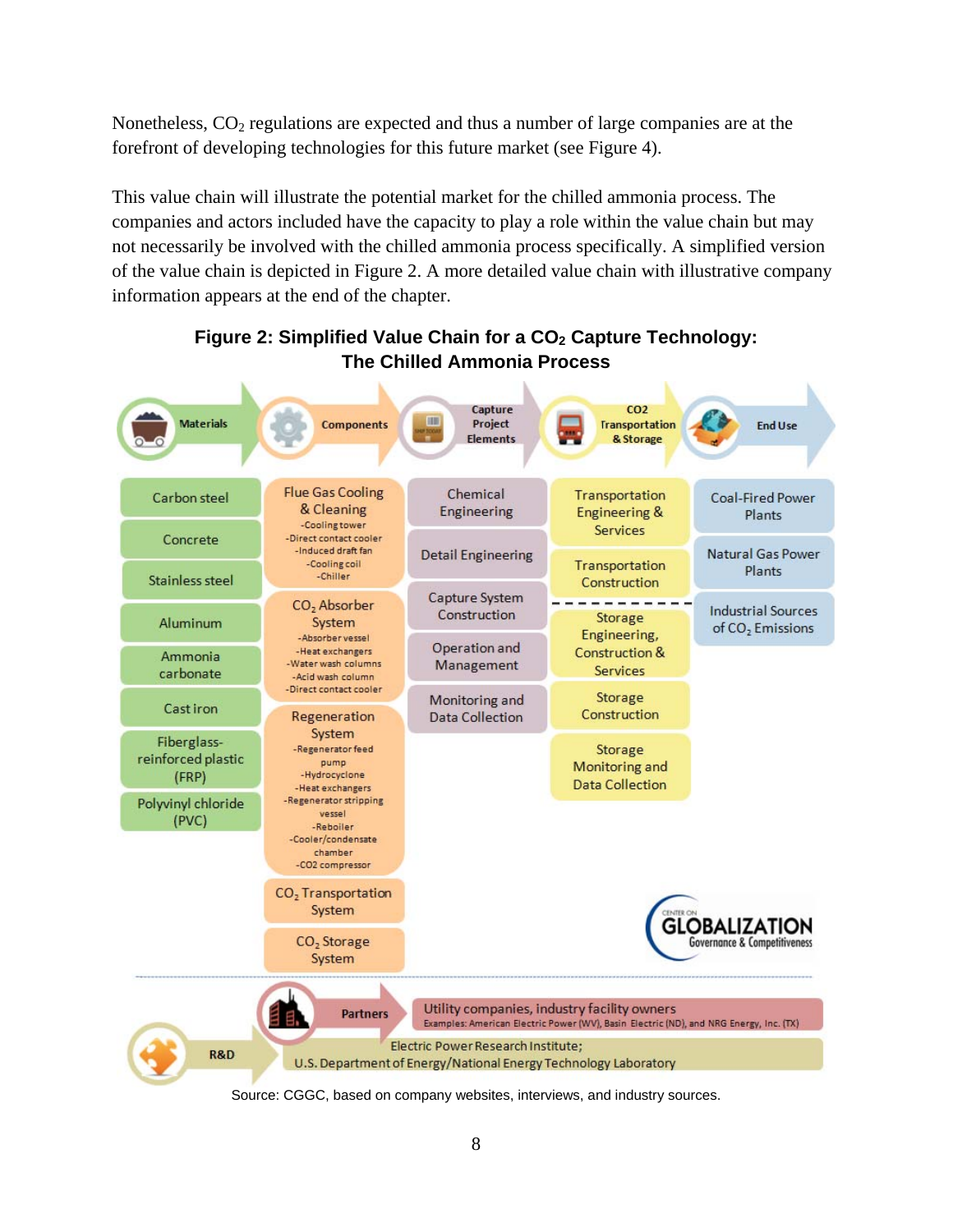Nonetheless, $CO_2$ regulations are expected and thus a number of large companies are at the forefront of developing technologies for this future market (see Figure 4).

This value chain will illustrate the potential market for the chilled ammonia process. The companies and actors included have the capacity to play a role within the value chain but may not necessarily be involved with the chilled ammonia process specifically. A simplified version of the value chain is depicted in Figure 2. A more detailed value chain with illustrative company information appears at the end of the chapter.

**Figure 2: Simplified Value Chain for a $CO_2$ Capture Technology: The Chilled Ammonia Process**

| Materials | Components | Capture Project Elements | CO2 Transportation & Storage | End Use |
|---|---|---|---|---|
| Carbon steel | Flue Gas Cooling & Cleaning<br>-Cooling tower<br>-Direct contact cooler<br>-Induced draft fan<br>-Cooling coil<br>-Chiller | Chemical Engineering | Transportation Engineering & Services | Coal-Fired Power Plants |
| Concrete | | Detail Engineering | Transportation Construction | Natural Gas Power Plants |
| Stainless steel | | Capture System Construction | Storage Engineering, Construction & Services | Industrial Sources of $CO_2$ Emissions |
| Aluminum | $CO_2$ Absorber System<br>-Absorber vessel<br>-Heat exchangers<br>-Water wash columns<br>-Acid wash column<br>-Direct contact cooler | Operation and Management | Storage Construction | |
| Ammonia carbonate | | Monitoring and Data Collection | Storage Monitoring and Data Collection | |
| Cast iron | Regeneration System<br>-Regenerator feed pump<br>-Hydrocyclone<br>-Heat exchangers<br>-Regenerator stripping vessel<br>-Reboiler<br>-Cooler/condensate chamber<br>-CO2 compressor | | | |
| Fiberglass-reinforced plastic (FRP) | | | | |
| Polyvinyl chloride (PVC) | | | | |
| | $CO_2$ Transportation System | | | |
| | $CO_2$ Storage System | | | |

**Partners:** Utility companies, industry facility owners
Examples: American Electric Power (WV), Basin Electric (ND), and NRG Energy, Inc. (TX)

**R&D:** Electric Power Research Institute; U.S. Department of Energy/National Energy Technology Laboratory

Center on Globalization Governance & Competitiveness

Source: CGGC, based on company websites, interviews, and industry sources.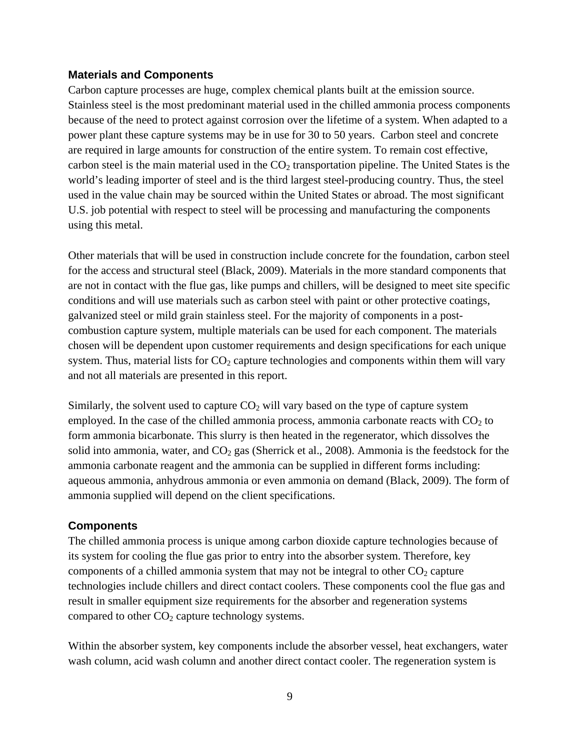## Materials and Components

Carbon capture processes are huge, complex chemical plants built at the emission source. Stainless steel is the most predominant material used in the chilled ammonia process components because of the need to protect against corrosion over the lifetime of a system. When adapted to a power plant these capture systems may be in use for 30 to 50 years. Carbon steel and concrete are required in large amounts for construction of the entire system. To remain cost effective, carbon steel is the main material used in the $CO_2$ transportation pipeline. The United States is the world's leading importer of steel and is the third largest steel-producing country. Thus, the steel used in the value chain may be sourced within the United States or abroad. The most significant U.S. job potential with respect to steel will be processing and manufacturing the components using this metal.

Other materials that will be used in construction include concrete for the foundation, carbon steel for the access and structural steel (Black, 2009). Materials in the more standard components that are not in contact with the flue gas, like pumps and chillers, will be designed to meet site specific conditions and will use materials such as carbon steel with paint or other protective coatings, galvanized steel or mild grain stainless steel. For the majority of components in a post-combustion capture system, multiple materials can be used for each component. The materials chosen will be dependent upon customer requirements and design specifications for each unique system. Thus, material lists for $CO_2$ capture technologies and components within them will vary and not all materials are presented in this report.

Similarly, the solvent used to capture $CO_2$ will vary based on the type of capture system employed. In the case of the chilled ammonia process, ammonia carbonate reacts with $CO_2$ to form ammonia bicarbonate. This slurry is then heated in the regenerator, which dissolves the solid into ammonia, water, and $CO_2$ gas (Sherrick et al., 2008). Ammonia is the feedstock for the ammonia carbonate reagent and the ammonia can be supplied in different forms including: aqueous ammonia, anhydrous ammonia or even ammonia on demand (Black, 2009). The form of ammonia supplied will depend on the client specifications.

## Components

The chilled ammonia process is unique among carbon dioxide capture technologies because of its system for cooling the flue gas prior to entry into the absorber system. Therefore, key components of a chilled ammonia system that may not be integral to other $CO_2$ capture technologies include chillers and direct contact coolers. These components cool the flue gas and result in smaller equipment size requirements for the absorber and regeneration systems compared to other $CO_2$ capture technology systems.

Within the absorber system, key components include the absorber vessel, heat exchangers, water wash column, acid wash column and another direct contact cooler. The regeneration system is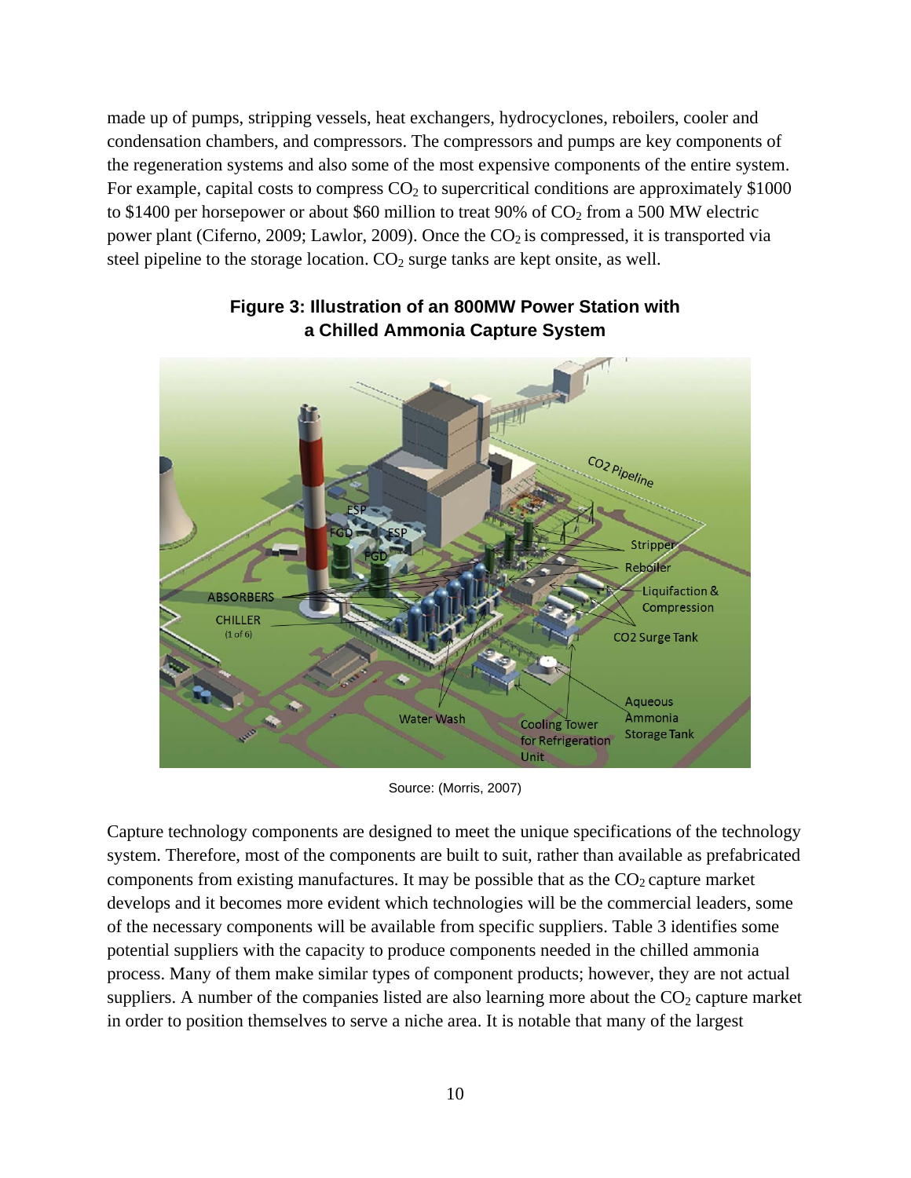made up of pumps, stripping vessels, heat exchangers, hydrocyclones, reboilers, cooler and condensation chambers, and compressors. The compressors and pumps are key components of the regeneration systems and also some of the most expensive components of the entire system. For example, capital costs to compress $CO_2$ to supercritical conditions are approximately $1000 to $1400 per horsepower or about $60 million to treat 90% of $CO_2$ from a 500 MW electric power plant (Ciferno, 2009; Lawlor, 2009). Once the $CO_2$ is compressed, it is transported via steel pipeline to the storage location. $CO_2$ surge tanks are kept onsite, as well.

**Figure 3: Illustration of an 800MW Power Station with a Chilled Ammonia Capture System**

Source: (Morris, 2007)

Capture technology components are designed to meet the unique specifications of the technology system. Therefore, most of the components are built to suit, rather than available as prefabricated components from existing manufactures. It may be possible that as the $CO_2$ capture market develops and it becomes more evident which technologies will be the commercial leaders, some of the necessary components will be available from specific suppliers. Table 3 identifies some potential suppliers with the capacity to produce components needed in the chilled ammonia process. Many of them make similar types of component products; however, they are not actual suppliers. A number of the companies listed are also learning more about the $CO_2$ capture market in order to position themselves to serve a niche area. It is notable that many of the largest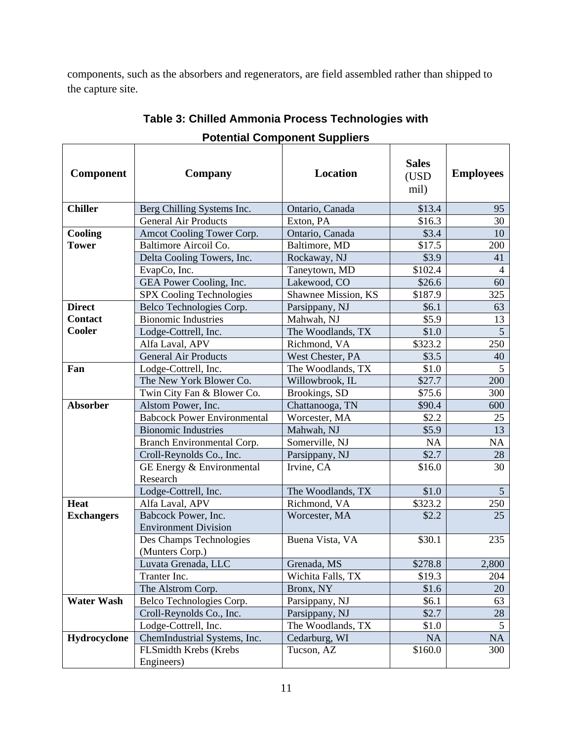components, such as the absorbers and regenerators, are field assembled rather than shipped to the capture site.

**Table 3: Chilled Ammonia Process Technologies with Potential Component Suppliers**

| Component | Company | Location | Sales (USD mil) | Employees |
|---|---|---|---|---|
| **Chiller** | Berg Chilling Systems Inc. | Ontario, Canada | $13.4 | 95 |
| | General Air Products | Exton, PA | $16.3 | 30 |
| **Cooling Tower** | Amcot Cooling Tower Corp. | Ontario, Canada | $3.4 | 10 |
| | Baltimore Aircoil Co. | Baltimore, MD | $17.5 | 200 |
| | Delta Cooling Towers, Inc. | Rockaway, NJ | $3.9 | 41 |
| | EvapCo, Inc. | Taneytown, MD | $102.4 | 4 |
| | GEA Power Cooling, Inc. | Lakewood, CO | $26.6 | 60 |
| | SPX Cooling Technologies | Shawnee Mission, KS | $187.9 | 325 |
| **Direct Contact Cooler** | Belco Technologies Corp. | Parsippany, NJ | $6.1 | 63 |
| | Bionomic Industries | Mahwah, NJ | $5.9 | 13 |
| | Lodge-Cottrell, Inc. | The Woodlands, TX | $1.0 | 5 |
| | Alfa Laval, APV | Richmond, VA | $323.2 | 250 |
| | General Air Products | West Chester, PA | $3.5 | 40 |
| **Fan** | Lodge-Cottrell, Inc. | The Woodlands, TX | $1.0 | 5 |
| | The New York Blower Co. | Willowbrook, IL | $27.7 | 200 |
| | Twin City Fan & Blower Co. | Brookings, SD | $75.6 | 300 |
| **Absorber** | Alstom Power, Inc. | Chattanooga, TN | $90.4 | 600 |
| | Babcock Power Environmental | Worcester, MA | $2.2 | 25 |
| | Bionomic Industries | Mahwah, NJ | $5.9 | 13 |
| | Branch Environmental Corp. | Somerville, NJ | NA | NA |
| | Croll-Reynolds Co., Inc. | Parsippany, NJ | $2.7 | 28 |
| | GE Energy & Environmental Research | Irvine, CA | $16.0 | 30 |
| | Lodge-Cottrell, Inc. | The Woodlands, TX | $1.0 | 5 |
| **Heat Exchangers** | Alfa Laval, APV | Richmond, VA | $323.2 | 250 |
| | Babcock Power, Inc. Environment Division | Worcester, MA | $2.2 | 25 |
| | Des Champs Technologies (Munters Corp.) | Buena Vista, VA | $30.1 | 235 |
| | Luvata Grenada, LLC | Grenada, MS | $278.8 | 2,800 |
| | Tranter Inc. | Wichita Falls, TX | $19.3 | 204 |
| | The Alstrom Corp. | Bronx, NY | $1.6 | 20 |
| **Water Wash** | Belco Technologies Corp. | Parsippany, NJ | $6.1 | 63 |
| | Croll-Reynolds Co., Inc. | Parsippany, NJ | $2.7 | 28 |
| | Lodge-Cottrell, Inc. | The Woodlands, TX | $1.0 | 5 |
| **Hydrocyclone** | ChemIndustrial Systems, Inc. | Cedarburg, WI | NA | NA |
| | FLSmidth Krebs (Krebs Engineers) | Tucson, AZ | $160.0 | 300 |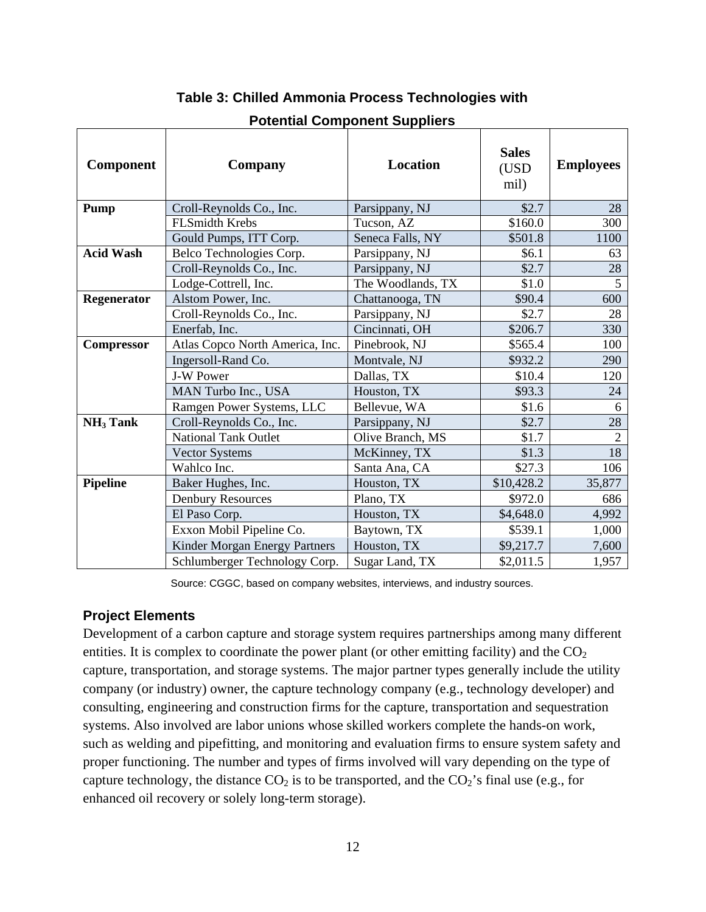**Table 3: Chilled Ammonia Process Technologies with Potential Component Suppliers**

| Component | Company | Location | Sales (USD mil) | Employees |
|---|---|---|---|---|
| **Pump** | Croll-Reynolds Co., Inc. | Parsippany, NJ | $2.7 | 28 |
| | FLSmidth Krebs | Tucson, AZ | $160.0 | 300 |
| | Gould Pumps, ITT Corp. | Seneca Falls, NY | $501.8 | 1100 |
| **Acid Wash** | Belco Technologies Corp. | Parsippany, NJ | $6.1 | 63 |
| | Croll-Reynolds Co., Inc. | Parsippany, NJ | $2.7 | 28 |
| | Lodge-Cottrell, Inc. | The Woodlands, TX | $1.0 | 5 |
| **Regenerator** | Alstom Power, Inc. | Chattanooga, TN | $90.4 | 600 |
| | Croll-Reynolds Co., Inc. | Parsippany, NJ | $2.7 | 28 |
| | Enerfab, Inc. | Cincinnati, OH | $206.7 | 330 |
| **Compressor** | Atlas Copco North America, Inc. | Pinebrook, NJ | $565.4 | 100 |
| | Ingersoll-Rand Co. | Montvale, NJ | $932.2 | 290 |
| | J-W Power | Dallas, TX | $10.4 | 120 |
| | MAN Turbo Inc., USA | Houston, TX | $93.3 | 24 |
| | Ramgen Power Systems, LLC | Bellevue, WA | $1.6 | 6 |
| **$NH_3$ Tank** | Croll-Reynolds Co., Inc. | Parsippany, NJ | $2.7 | 28 |
| | National Tank Outlet | Olive Branch, MS | $1.7 | 2 |
| | Vector Systems | McKinney, TX | $1.3 | 18 |
| | Wahlco Inc. | Santa Ana, CA | $27.3 | 106 |
| **Pipeline** | Baker Hughes, Inc. | Houston, TX | $10,428.2 | 35,877 |
| | Denbury Resources | Plano, TX | $972.0 | 686 |
| | El Paso Corp. | Houston, TX | $4,648.0 | 4,992 |
| | Exxon Mobil Pipeline Co. | Baytown, TX | $539.1 | 1,000 |
| | Kinder Morgan Energy Partners | Houston, TX | $9,217.7 | 7,600 |
| | Schlumberger Technology Corp. | Sugar Land, TX | $2,011.5 | 1,957 |

Source: CGGC, based on company websites, interviews, and industry sources.

### Project Elements

Development of a carbon capture and storage system requires partnerships among many different entities. It is complex to coordinate the power plant (or other emitting facility) and the $CO_2$ capture, transportation, and storage systems. The major partner types generally include the utility company (or industry) owner, the capture technology company (e.g., technology developer) and consulting, engineering and construction firms for the capture, transportation and sequestration systems. Also involved are labor unions whose skilled workers complete the hands-on work, such as welding and pipefitting, and monitoring and evaluation firms to ensure system safety and proper functioning. The number and types of firms involved will vary depending on the type of capture technology, the distance $CO_2$ is to be transported, and the $CO_2$'s final use (e.g., for enhanced oil recovery or solely long-term storage).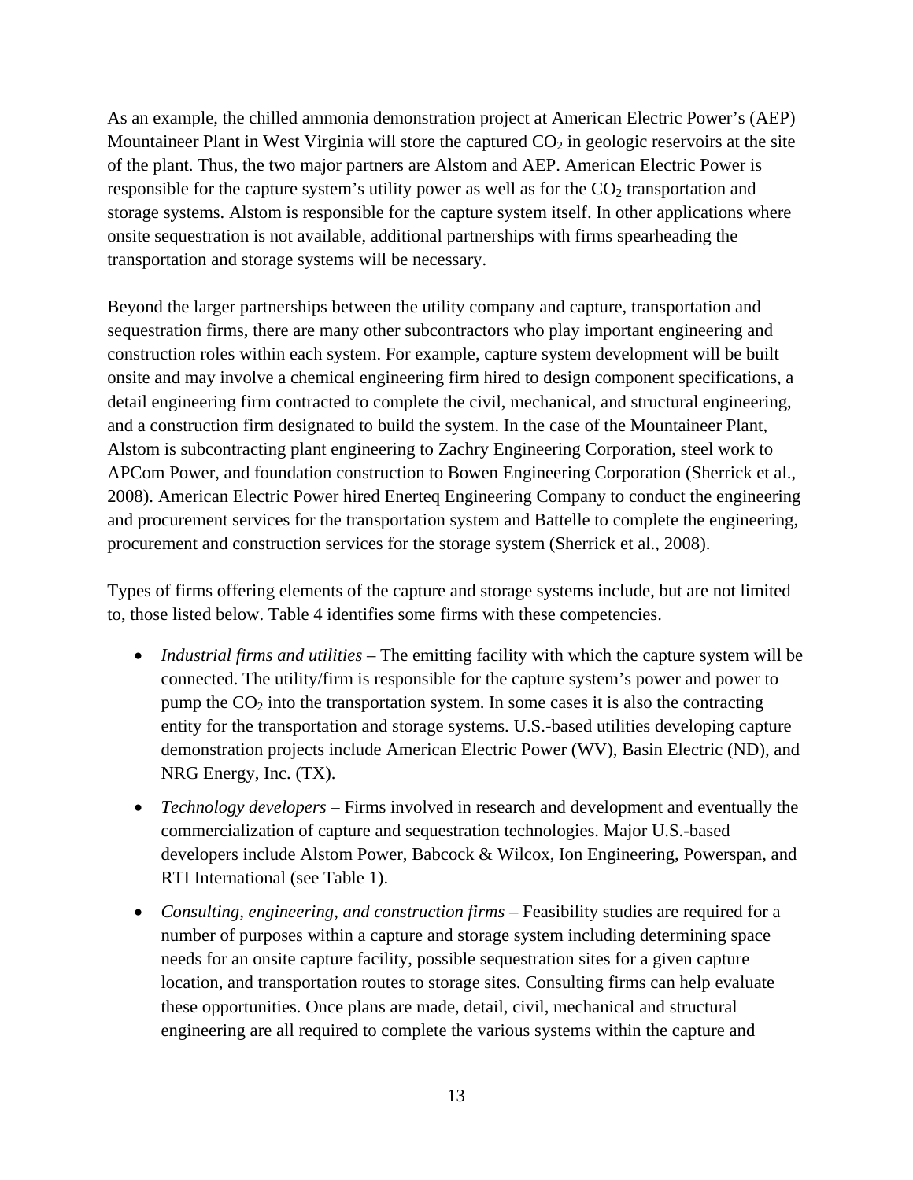As an example, the chilled ammonia demonstration project at American Electric Power's (AEP) Mountaineer Plant in West Virginia will store the captured $CO_2$ in geologic reservoirs at the site of the plant. Thus, the two major partners are Alstom and AEP. American Electric Power is responsible for the capture system's utility power as well as for the $CO_2$ transportation and storage systems. Alstom is responsible for the capture system itself. In other applications where onsite sequestration is not available, additional partnerships with firms spearheading the transportation and storage systems will be necessary.

Beyond the larger partnerships between the utility company and capture, transportation and sequestration firms, there are many other subcontractors who play important engineering and construction roles within each system. For example, capture system development will be built onsite and may involve a chemical engineering firm hired to design component specifications, a detail engineering firm contracted to complete the civil, mechanical, and structural engineering, and a construction firm designated to build the system. In the case of the Mountaineer Plant, Alstom is subcontracting plant engineering to Zachry Engineering Corporation, steel work to APCom Power, and foundation construction to Bowen Engineering Corporation (Sherrick et al., 2008). American Electric Power hired Enerteq Engineering Company to conduct the engineering and procurement services for the transportation system and Battelle to complete the engineering, procurement and construction services for the storage system (Sherrick et al., 2008).

Types of firms offering elements of the capture and storage systems include, but are not limited to, those listed below. Table 4 identifies some firms with these competencies.

- *Industrial firms and utilities* – The emitting facility with which the capture system will be connected. The utility/firm is responsible for the capture system's power and power to pump the $CO_2$ into the transportation system. In some cases it is also the contracting entity for the transportation and storage systems. U.S.-based utilities developing capture demonstration projects include American Electric Power (WV), Basin Electric (ND), and NRG Energy, Inc. (TX).
- *Technology developers* – Firms involved in research and development and eventually the commercialization of capture and sequestration technologies. Major U.S.-based developers include Alstom Power, Babcock & Wilcox, Ion Engineering, Powerspan, and RTI International (see Table 1).
- *Consulting, engineering, and construction firms* – Feasibility studies are required for a number of purposes within a capture and storage system including determining space needs for an onsite capture facility, possible sequestration sites for a given capture location, and transportation routes to storage sites. Consulting firms can help evaluate these opportunities. Once plans are made, detail, civil, mechanical and structural engineering are all required to complete the various systems within the capture and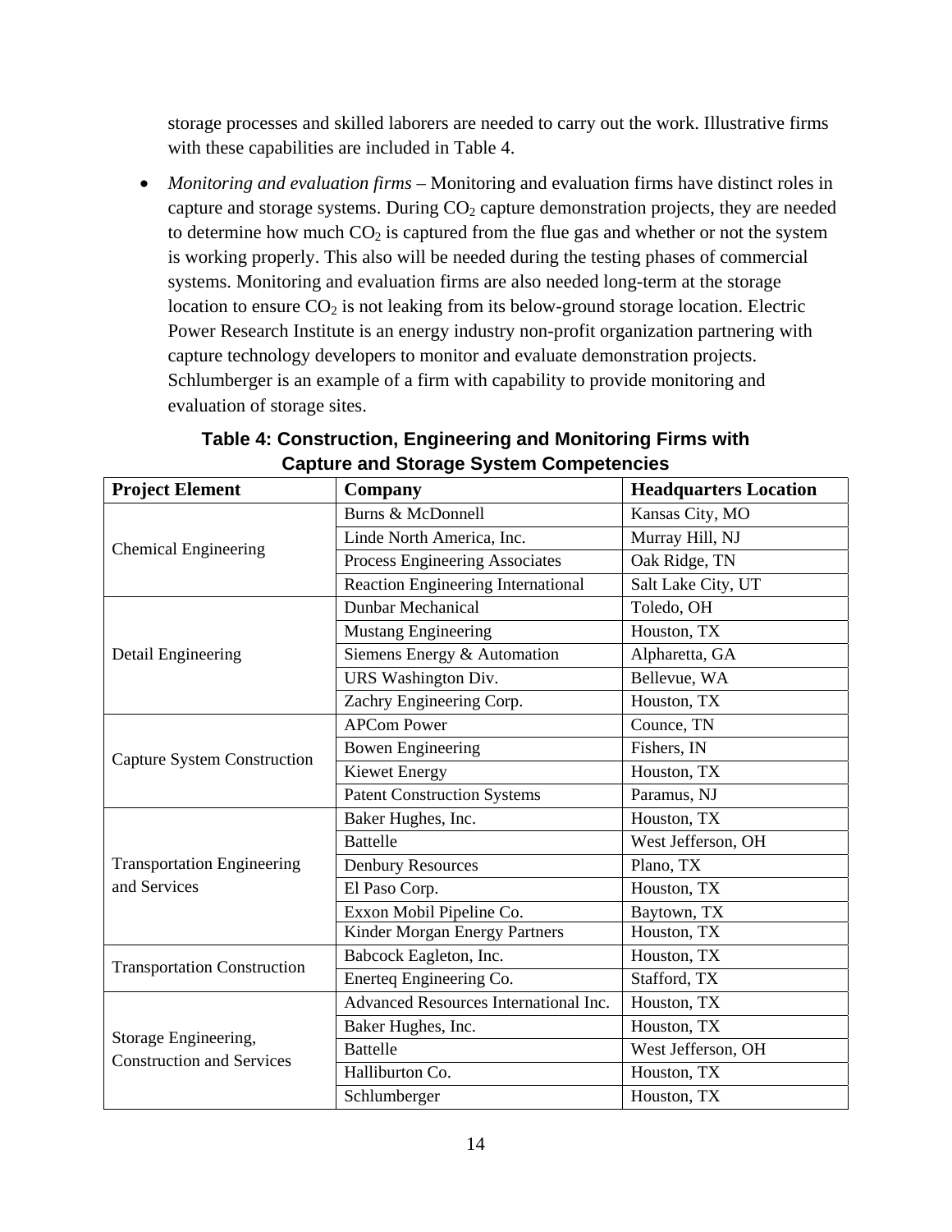storage processes and skilled laborers are needed to carry out the work. Illustrative firms with these capabilities are included in Table 4.

- *Monitoring and evaluation firms* – Monitoring and evaluation firms have distinct roles in capture and storage systems. During $CO_2$ capture demonstration projects, they are needed to determine how much $CO_2$ is captured from the flue gas and whether or not the system is working properly. This also will be needed during the testing phases of commercial systems. Monitoring and evaluation firms are also needed long-term at the storage location to ensure $CO_2$ is not leaking from its below-ground storage location. Electric Power Research Institute is an energy industry non-profit organization partnering with capture technology developers to monitor and evaluate demonstration projects. Schlumberger is an example of a firm with capability to provide monitoring and evaluation of storage sites.

**Table 4: Construction, Engineering and Monitoring Firms with Capture and Storage System Competencies**

| Project Element | Company | Headquarters Location |
|---|---|---|
| Chemical Engineering | Burns & McDonnell | Kansas City, MO |
| | Linde North America, Inc. | Murray Hill, NJ |
| | Process Engineering Associates | Oak Ridge, TN |
| | Reaction Engineering International | Salt Lake City, UT |
| Detail Engineering | Dunbar Mechanical | Toledo, OH |
| | Mustang Engineering | Houston, TX |
| | Siemens Energy & Automation | Alpharetta, GA |
| | URS Washington Div. | Bellevue, WA |
| | Zachry Engineering Corp. | Houston, TX |
| Capture System Construction | APCom Power | Counce, TN |
| | Bowen Engineering | Fishers, IN |
| | Kiewet Energy | Houston, TX |
| | Patent Construction Systems | Paramus, NJ |
| Transportation Engineering and Services | Baker Hughes, Inc. | Houston, TX |
| | Battelle | West Jefferson, OH |
| | Denbury Resources | Plano, TX |
| | El Paso Corp. | Houston, TX |
| | Exxon Mobil Pipeline Co. | Baytown, TX |
| | Kinder Morgan Energy Partners | Houston, TX |
| Transportation Construction | Babcock Eagleton, Inc. | Houston, TX |
| | Enerteq Engineering Co. | Stafford, TX |
| Storage Engineering, Construction and Services | Advanced Resources International Inc. | Houston, TX |
| | Baker Hughes, Inc. | Houston, TX |
| | Battelle | West Jefferson, OH |
| | Halliburton Co. | Houston, TX |
| | Schlumberger | Houston, TX |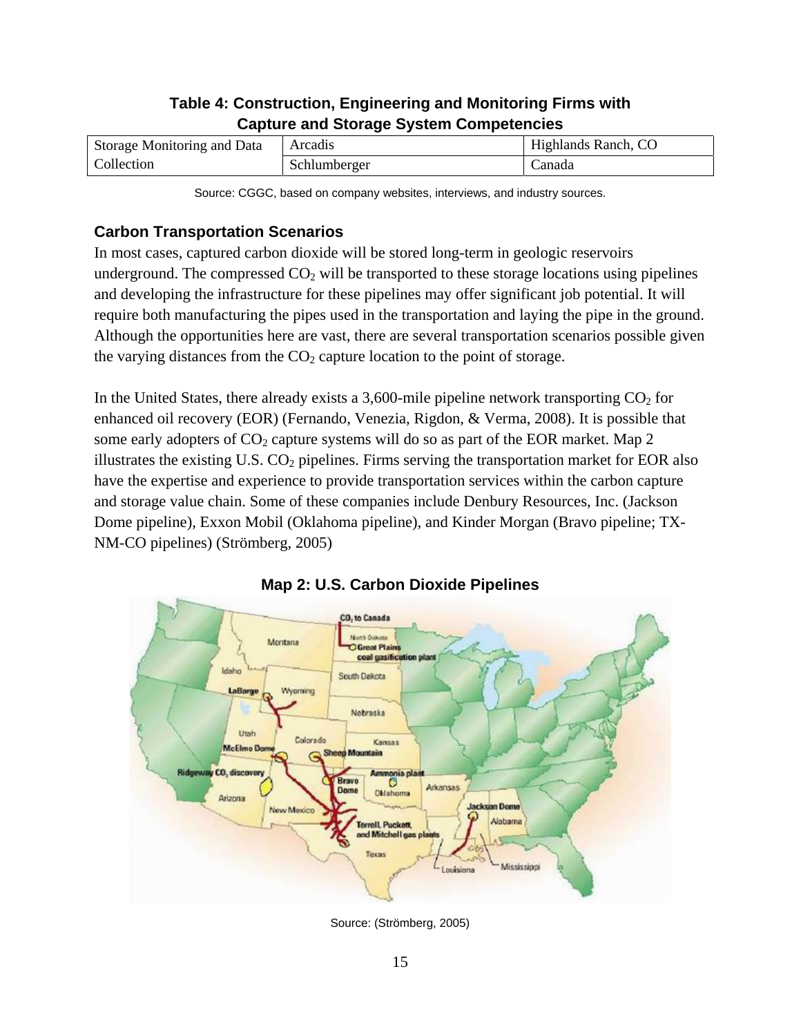**Table 4: Construction, Engineering and Monitoring Firms with Capture and Storage System Competencies**

| | | |
|---|---|---|
| Storage Monitoring and Data Collection | Arcadis | Highlands Ranch, CO |
| | Schlumberger | Canada |

Source: CGGC, based on company websites, interviews, and industry sources.

### Carbon Transportation Scenarios

In most cases, captured carbon dioxide will be stored long-term in geologic reservoirs underground. The compressed $CO_2$ will be transported to these storage locations using pipelines and developing the infrastructure for these pipelines may offer significant job potential. It will require both manufacturing the pipes used in the transportation and laying the pipe in the ground. Although the opportunities here are vast, there are several transportation scenarios possible given the varying distances from the $CO_2$ capture location to the point of storage.

In the United States, there already exists a 3,600-mile pipeline network transporting $CO_2$ for enhanced oil recovery (EOR) (Fernando, Venezia, Rigdon, & Verma, 2008). It is possible that some early adopters of $CO_2$ capture systems will do so as part of the EOR market. Map 2 illustrates the existing U.S. $CO_2$ pipelines. Firms serving the transportation market for EOR also have the expertise and experience to provide transportation services within the carbon capture and storage value chain. Some of these companies include Denbury Resources, Inc. (Jackson Dome pipeline), Exxon Mobil (Oklahoma pipeline), and Kinder Morgan (Bravo pipeline; TX-NM-CO pipelines) (Strömberg, 2005)

**Map 2: U.S. Carbon Dioxide Pipelines**

Source: (Strömberg, 2005)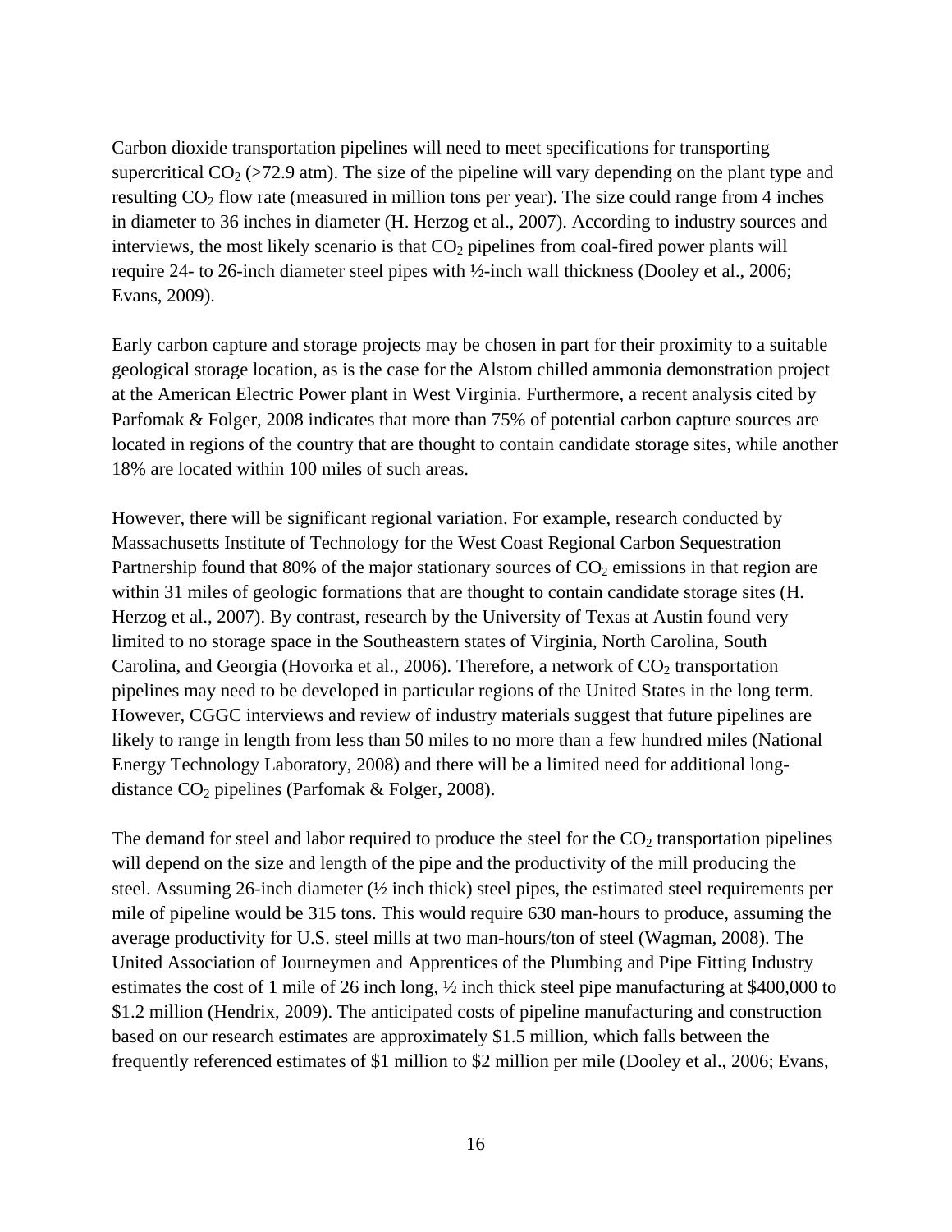Carbon dioxide transportation pipelines will need to meet specifications for transporting supercritical $CO_2$ (>72.9 atm). The size of the pipeline will vary depending on the plant type and resulting $CO_2$ flow rate (measured in million tons per year). The size could range from 4 inches in diameter to 36 inches in diameter (H. Herzog et al., 2007). According to industry sources and interviews, the most likely scenario is that $CO_2$ pipelines from coal-fired power plants will require 24- to 26-inch diameter steel pipes with ½-inch wall thickness (Dooley et al., 2006; Evans, 2009).

Early carbon capture and storage projects may be chosen in part for their proximity to a suitable geological storage location, as is the case for the Alstom chilled ammonia demonstration project at the American Electric Power plant in West Virginia. Furthermore, a recent analysis cited by Parfomak & Folger, 2008 indicates that more than 75% of potential carbon capture sources are located in regions of the country that are thought to contain candidate storage sites, while another 18% are located within 100 miles of such areas.

However, there will be significant regional variation. For example, research conducted by Massachusetts Institute of Technology for the West Coast Regional Carbon Sequestration Partnership found that 80% of the major stationary sources of $CO_2$ emissions in that region are within 31 miles of geologic formations that are thought to contain candidate storage sites (H. Herzog et al., 2007). By contrast, research by the University of Texas at Austin found very limited to no storage space in the Southeastern states of Virginia, North Carolina, South Carolina, and Georgia (Hovorka et al., 2006). Therefore, a network of $CO_2$ transportation pipelines may need to be developed in particular regions of the United States in the long term. However, CGGC interviews and review of industry materials suggest that future pipelines are likely to range in length from less than 50 miles to no more than a few hundred miles (National Energy Technology Laboratory, 2008) and there will be a limited need for additional long-distance $CO_2$ pipelines (Parfomak & Folger, 2008).

The demand for steel and labor required to produce the steel for the $CO_2$ transportation pipelines will depend on the size and length of the pipe and the productivity of the mill producing the steel. Assuming 26-inch diameter (½ inch thick) steel pipes, the estimated steel requirements per mile of pipeline would be 315 tons. This would require 630 man-hours to produce, assuming the average productivity for U.S. steel mills at two man-hours/ton of steel (Wagman, 2008). The United Association of Journeymen and Apprentices of the Plumbing and Pipe Fitting Industry estimates the cost of 1 mile of 26 inch long, ½ inch thick steel pipe manufacturing at $400,000 to $1.2 million (Hendrix, 2009). The anticipated costs of pipeline manufacturing and construction based on our research estimates are approximately $1.5 million, which falls between the frequently referenced estimates of $1 million to $2 million per mile (Dooley et al., 2006; Evans,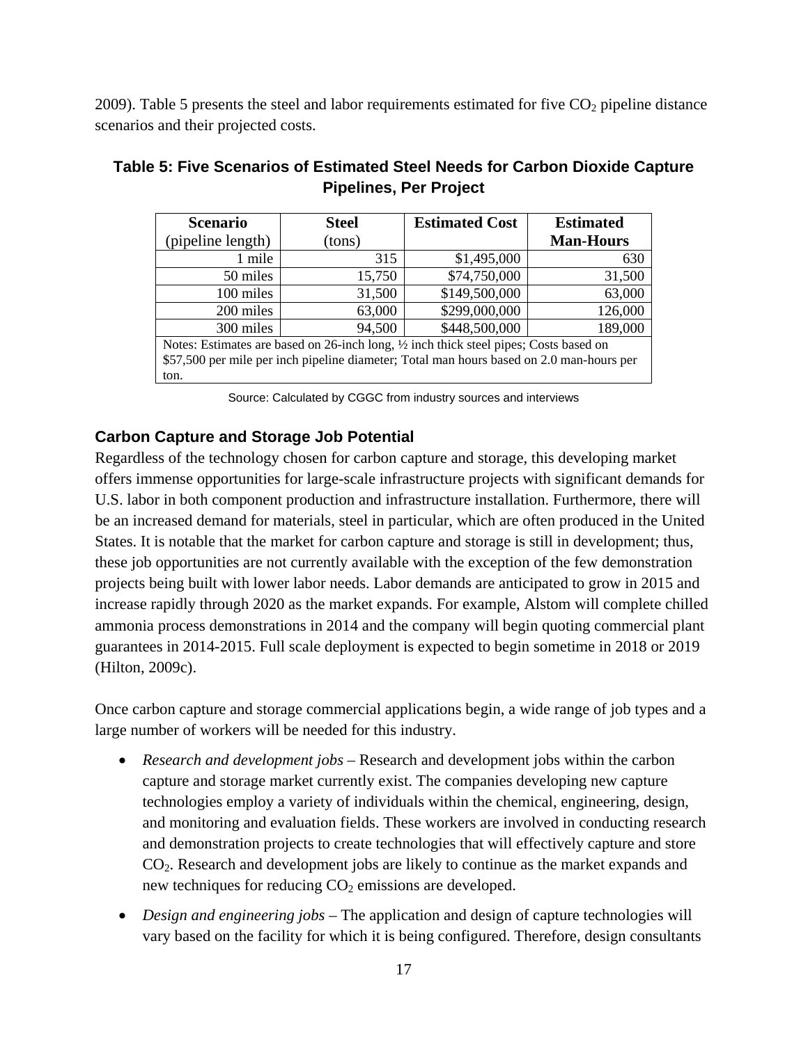2009). Table 5 presents the steel and labor requirements estimated for five $CO_2$ pipeline distance scenarios and their projected costs.

**Table 5: Five Scenarios of Estimated Steel Needs for Carbon Dioxide Capture Pipelines, Per Project**

| Scenario (pipeline length) | Steel (tons) | Estimated Cost | Estimated Man-Hours |
|---|---|---|---|
| 1 mile | 315 | $1,495,000 | 630 |
| 50 miles | 15,750 | $74,750,000 | 31,500 |
| 100 miles | 31,500 | $149,500,000 | 63,000 |
| 200 miles | 63,000 | $299,000,000 | 126,000 |
| 300 miles | 94,500 | $448,500,000 | 189,000 |
| Notes: Estimates are based on 26-inch long, ½ inch thick steel pipes; Costs based on $57,500 per mile per inch pipeline diameter; Total man hours based on 2.0 man-hours per ton. | | | |

Source: Calculated by CGGC from industry sources and interviews

### Carbon Capture and Storage Job Potential

Regardless of the technology chosen for carbon capture and storage, this developing market offers immense opportunities for large-scale infrastructure projects with significant demands for U.S. labor in both component production and infrastructure installation. Furthermore, there will be an increased demand for materials, steel in particular, which are often produced in the United States. It is notable that the market for carbon capture and storage is still in development; thus, these job opportunities are not currently available with the exception of the few demonstration projects being built with lower labor needs. Labor demands are anticipated to grow in 2015 and increase rapidly through 2020 as the market expands. For example, Alstom will complete chilled ammonia process demonstrations in 2014 and the company will begin quoting commercial plant guarantees in 2014-2015. Full scale deployment is expected to begin sometime in 2018 or 2019 (Hilton, 2009c).

Once carbon capture and storage commercial applications begin, a wide range of job types and a large number of workers will be needed for this industry.

- *Research and development jobs* – Research and development jobs within the carbon capture and storage market currently exist. The companies developing new capture technologies employ a variety of individuals within the chemical, engineering, design, and monitoring and evaluation fields. These workers are involved in conducting research and demonstration projects to create technologies that will effectively capture and store $CO_2$. Research and development jobs are likely to continue as the market expands and new techniques for reducing $CO_2$ emissions are developed.
- *Design and engineering jobs* – The application and design of capture technologies will vary based on the facility for which it is being configured. Therefore, design consultants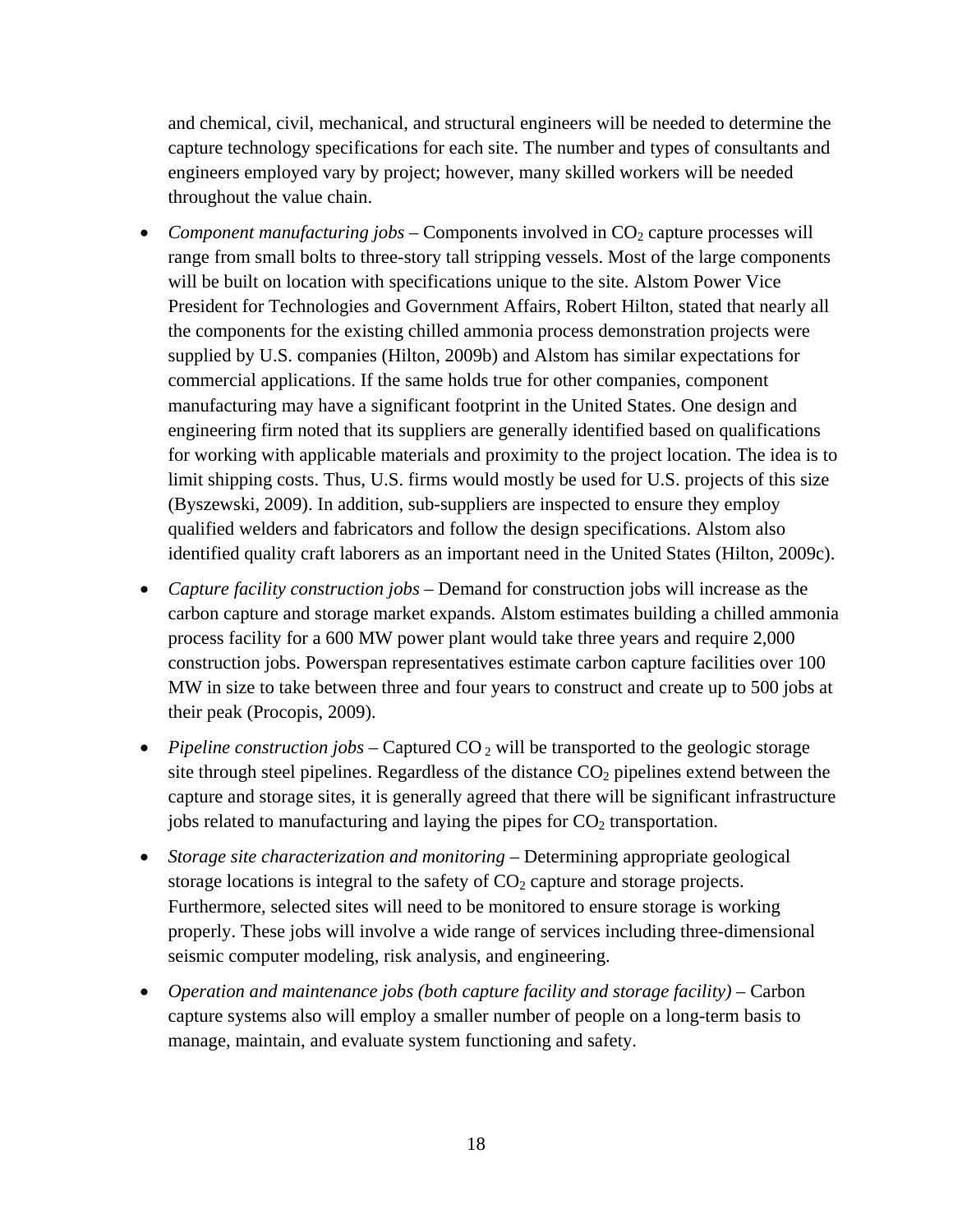and chemical, civil, mechanical, and structural engineers will be needed to determine the capture technology specifications for each site. The number and types of consultants and engineers employed vary by project; however, many skilled workers will be needed throughout the value chain.

- *Component manufacturing jobs* – Components involved in $CO_2$ capture processes will range from small bolts to three-story tall stripping vessels. Most of the large components will be built on location with specifications unique to the site. Alstom Power Vice President for Technologies and Government Affairs, Robert Hilton, stated that nearly all the components for the existing chilled ammonia process demonstration projects were supplied by U.S. companies (Hilton, 2009b) and Alstom has similar expectations for commercial applications. If the same holds true for other companies, component manufacturing may have a significant footprint in the United States. One design and engineering firm noted that its suppliers are generally identified based on qualifications for working with applicable materials and proximity to the project location. The idea is to limit shipping costs. Thus, U.S. firms would mostly be used for U.S. projects of this size (Byszewski, 2009). In addition, sub-suppliers are inspected to ensure they employ qualified welders and fabricators and follow the design specifications. Alstom also identified quality craft laborers as an important need in the United States (Hilton, 2009c).
- *Capture facility construction jobs* – Demand for construction jobs will increase as the carbon capture and storage market expands. Alstom estimates building a chilled ammonia process facility for a 600 MW power plant would take three years and require 2,000 construction jobs. Powerspan representatives estimate carbon capture facilities over 100 MW in size to take between three and four years to construct and create up to 500 jobs at their peak (Procopis, 2009).
- *Pipeline construction jobs* – Captured $CO_2$ will be transported to the geologic storage site through steel pipelines. Regardless of the distance $CO_2$ pipelines extend between the capture and storage sites, it is generally agreed that there will be significant infrastructure jobs related to manufacturing and laying the pipes for $CO_2$ transportation.
- *Storage site characterization and monitoring* – Determining appropriate geological storage locations is integral to the safety of $CO_2$ capture and storage projects. Furthermore, selected sites will need to be monitored to ensure storage is working properly. These jobs will involve a wide range of services including three-dimensional seismic computer modeling, risk analysis, and engineering.
- *Operation and maintenance jobs (both capture facility and storage facility)* – Carbon capture systems also will employ a smaller number of people on a long-term basis to manage, maintain, and evaluate system functioning and safety.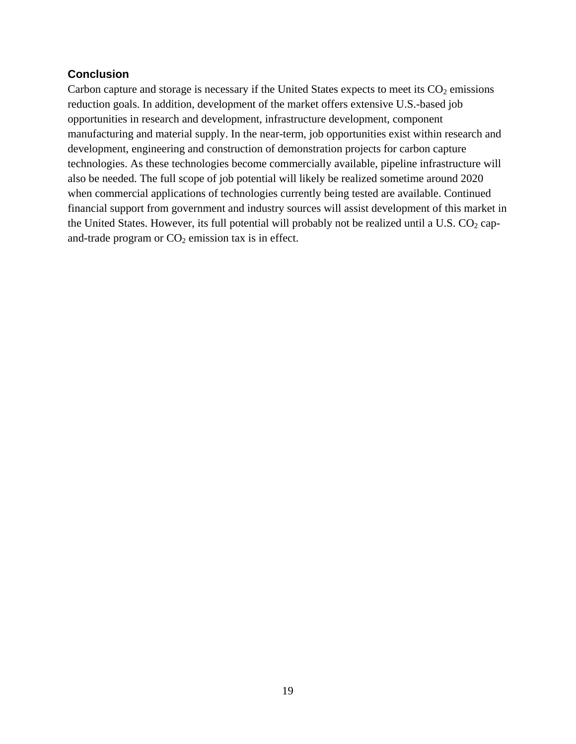## Conclusion

Carbon capture and storage is necessary if the United States expects to meet its $CO_2$ emissions reduction goals. In addition, development of the market offers extensive U.S.-based job opportunities in research and development, infrastructure development, component manufacturing and material supply. In the near-term, job opportunities exist within research and development, engineering and construction of demonstration projects for carbon capture technologies. As these technologies become commercially available, pipeline infrastructure will also be needed. The full scope of job potential will likely be realized sometime around 2020 when commercial applications of technologies currently being tested are available. Continued financial support from government and industry sources will assist development of this market in the United States. However, its full potential will probably not be realized until a U.S. $CO_2$ cap-and-trade program or $CO_2$ emission tax is in effect.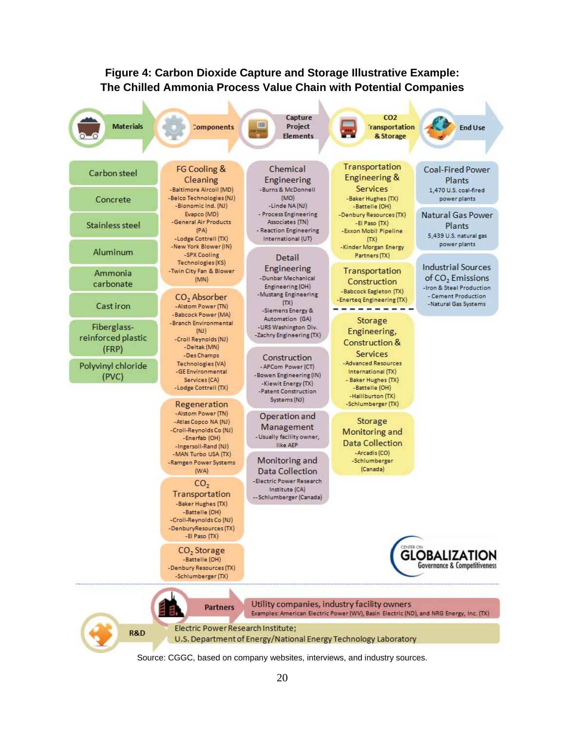**Figure 4: Carbon Dioxide Capture and Storage Illustrative Example: The Chilled Ammonia Process Value Chain with Potential Companies**

## Materials

- Carbon steel
- Concrete
- Stainless steel
- Aluminum
- Ammonia carbonate
- Cast iron
- Fiberglass-reinforced plastic (FRP)
- Polyvinyl chloride (PVC)

## Components

**FG Cooling & Cleaning**
- Baltimore Aircoil (MD)
- Belco Technologies (NJ)
- Bionomic Ind. (NJ)
- Evapco (MD)
- General Air Products (PA)
- Lodge Cottrell (TX)
- New York Blower (IN)
- SPX Cooling Technologies (KS)
- Twin City Fan & Blower (MN)

**$CO_2$ Absorber**
- Alstom Power (TN)
- Babcock Power (MA)
- Branch Environmental (NJ)
- Croll Reynolds (NJ)
- Deltak (MN)
- Des Champs Technologies (VA)
- GE Environmental Services (CA)
- Lodge Cottrell (TX)

**Regeneration**
- Alstom Power (TN)
- Atlas Copco NA (NJ)
- Croll-Reynolds Co (NJ)
- Enerfab (OH)
- Ingersoll-Rand (NJ)
- MAN Turbo USA (TX)
- Ramgen Power Systems (WA)

**$CO_2$ Transportation**
- Baker Hughes (TX)
- Battelle (OH)
- Croll-Reynolds Co (NJ)
- DenburyResources (TX)
- El Paso (TX)

**$CO_2$ Storage**
- Battelle (OH)
- Denbury Resources (TX)
- Schlumberger (TX)

## Capture Project Elements

**Chemical Engineering**
- Burns & McDonnell (MO)
- Linde NA (NJ)
- Process Engineering Associates (TN)
- Reaction Engineering International (UT)

**Detail Engineering**
- Dunbar Mechanical Engineering (OH)
- Mustang Engineering (TX)
- Siemens Energy & Automation (GA)
- URS Washington Div.
- Zachry Engineering (TX)

**Construction**
- APCom Power (CT)
- Bowen Engineering (IN)
- Kiewit Energy (TX)
- Patent Construction Systems (NJ)

**Operation and Management**
- Usually facility owner, like AEP

**Monitoring and Data Collection**
- Electric Power Research Institute (CA)
- Schlumberger (Canada)

## CO2 Transportation & Storage

**Transportation Engineering & Services**
- Baker Hughes (TX)
- Battelle (OH)
- Denbury Resources (TX)
- El Paso (TX)
- Exxon Mobil Pipeline (TX)
- Kinder Morgan Energy Partners (TX)

**Transportation Construction**
- Babcock Eagleton (TX)
- Enerteq Engineering (TX)

**Storage Engineering, Construction & Services**
- Advanced Resources International (TX)
- Baker Hughes (TX)
- Battelle (OH)
- Halliburton (TX)
- Schlumberger (TX)

**Storage Monitoring and Data Collection**
- Arcadis (CO)
- Schlumberger (Canada)

## End Use

**Coal-Fired Power Plants**
1,470 U.S. coal-fired power plants

**Natural Gas Power Plants**
5,439 U.S. natural gas power plants

**Industrial Sources of $CO_2$ Emissions**
- Iron & Steel Production
- Cement Production
- Natural Gas Systems

## Partners

Utility companies, industry facility owners
Examples: American Electric Power (WV), Basin Electric (ND), and NRG Energy, Inc. (TX)

## R&D

Electric Power Research Institute;
U.S. Department of Energy/National Energy Technology Laboratory

CENTER ON GLOBALIZATION Governance & Competitiveness

Source: CGGC, based on company websites, interviews, and industry sources.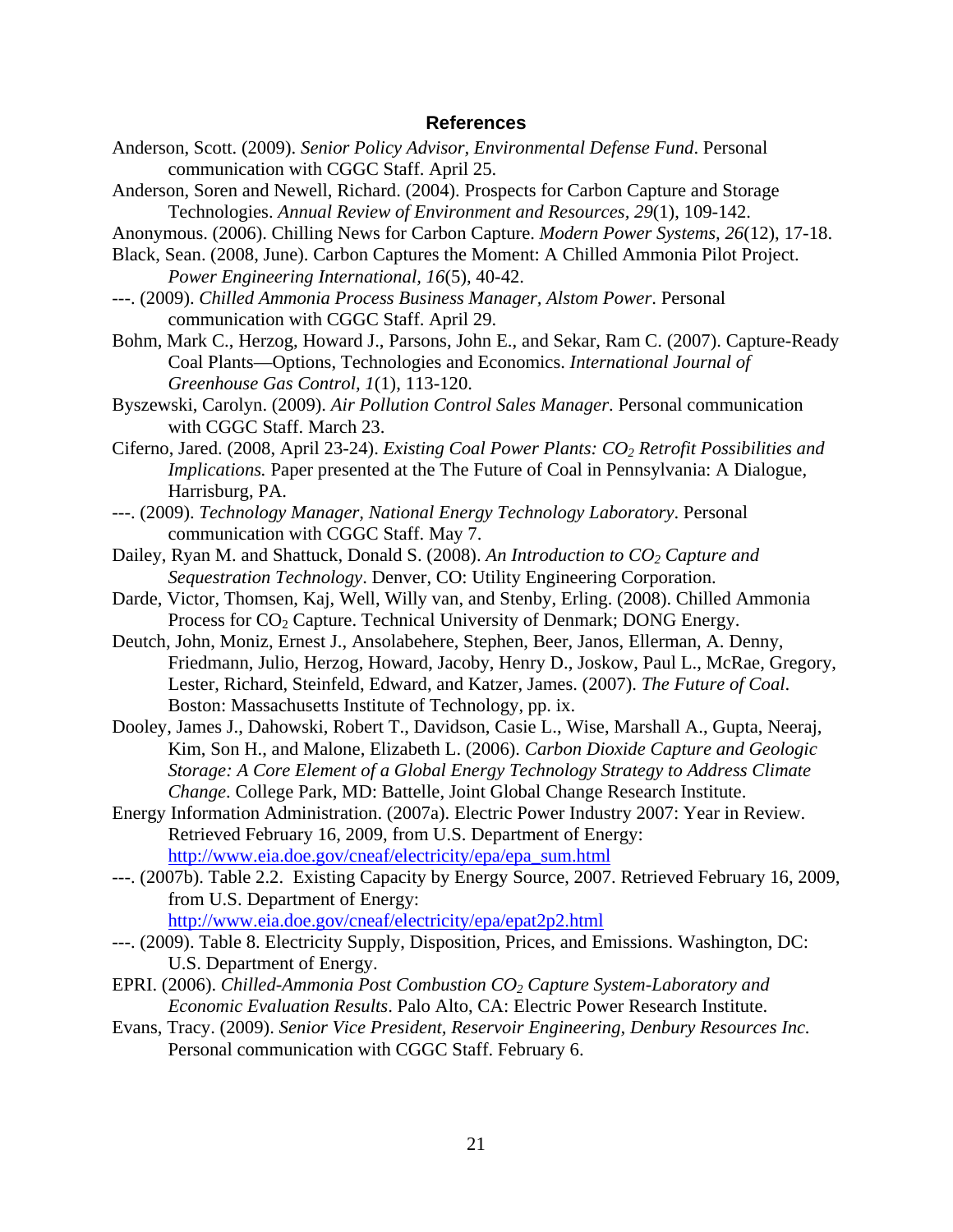## References

Anderson, Scott. (2009). *Senior Policy Advisor, Environmental Defense Fund*. Personal communication with CGGC Staff. April 25.

Anderson, Soren and Newell, Richard. (2004). Prospects for Carbon Capture and Storage Technologies. *Annual Review of Environment and Resources, 29*(1), 109-142.

Anonymous. (2006). Chilling News for Carbon Capture. *Modern Power Systems, 26*(12), 17-18.

Black, Sean. (2008, June). Carbon Captures the Moment: A Chilled Ammonia Pilot Project. *Power Engineering International, 16*(5), 40-42.

---. (2009). *Chilled Ammonia Process Business Manager, Alstom Power*. Personal communication with CGGC Staff. April 29.

Bohm, Mark C., Herzog, Howard J., Parsons, John E., and Sekar, Ram C. (2007). Capture-Ready Coal Plants—Options, Technologies and Economics. *International Journal of Greenhouse Gas Control, 1*(1), 113-120.

Byszewski, Carolyn. (2009). *Air Pollution Control Sales Manager*. Personal communication with CGGC Staff. March 23.

Ciferno, Jared. (2008, April 23-24). *Existing Coal Power Plants: $CO_2$ Retrofit Possibilities and Implications.* Paper presented at the The Future of Coal in Pennsylvania: A Dialogue, Harrisburg, PA.

---. (2009). *Technology Manager, National Energy Technology Laboratory*. Personal communication with CGGC Staff. May 7.

Dailey, Ryan M. and Shattuck, Donald S. (2008). *An Introduction to $CO_2$ Capture and Sequestration Technology*. Denver, CO: Utility Engineering Corporation.

Darde, Victor, Thomsen, Kaj, Well, Willy van, and Stenby, Erling. (2008). Chilled Ammonia Process for $CO_2$ Capture. Technical University of Denmark; DONG Energy.

Deutch, John, Moniz, Ernest J., Ansolabehere, Stephen, Beer, Janos, Ellerman, A. Denny, Friedmann, Julio, Herzog, Howard, Jacoby, Henry D., Joskow, Paul L., McRae, Gregory, Lester, Richard, Steinfeld, Edward, and Katzer, James. (2007). *The Future of Coal*. Boston: Massachusetts Institute of Technology, pp. ix.

Dooley, James J., Dahowski, Robert T., Davidson, Casie L., Wise, Marshall A., Gupta, Neeraj, Kim, Son H., and Malone, Elizabeth L. (2006). *Carbon Dioxide Capture and Geologic Storage: A Core Element of a Global Energy Technology Strategy to Address Climate Change*. College Park, MD: Battelle, Joint Global Change Research Institute.

Energy Information Administration. (2007a). Electric Power Industry 2007: Year in Review. Retrieved February 16, 2009, from U.S. Department of Energy: http://www.eia.doe.gov/cneaf/electricity/epa/epa_sum.html

---. (2007b). Table 2.2. Existing Capacity by Energy Source, 2007. Retrieved February 16, 2009, from U.S. Department of Energy: http://www.eia.doe.gov/cneaf/electricity/epa/epat2p2.html

---. (2009). Table 8. Electricity Supply, Disposition, Prices, and Emissions. Washington, DC: U.S. Department of Energy.

EPRI. (2006). *Chilled-Ammonia Post Combustion $CO_2$ Capture System-Laboratory and Economic Evaluation Results*. Palo Alto, CA: Electric Power Research Institute.

Evans, Tracy. (2009). *Senior Vice President, Reservoir Engineering, Denbury Resources Inc.* Personal communication with CGGC Staff. February 6.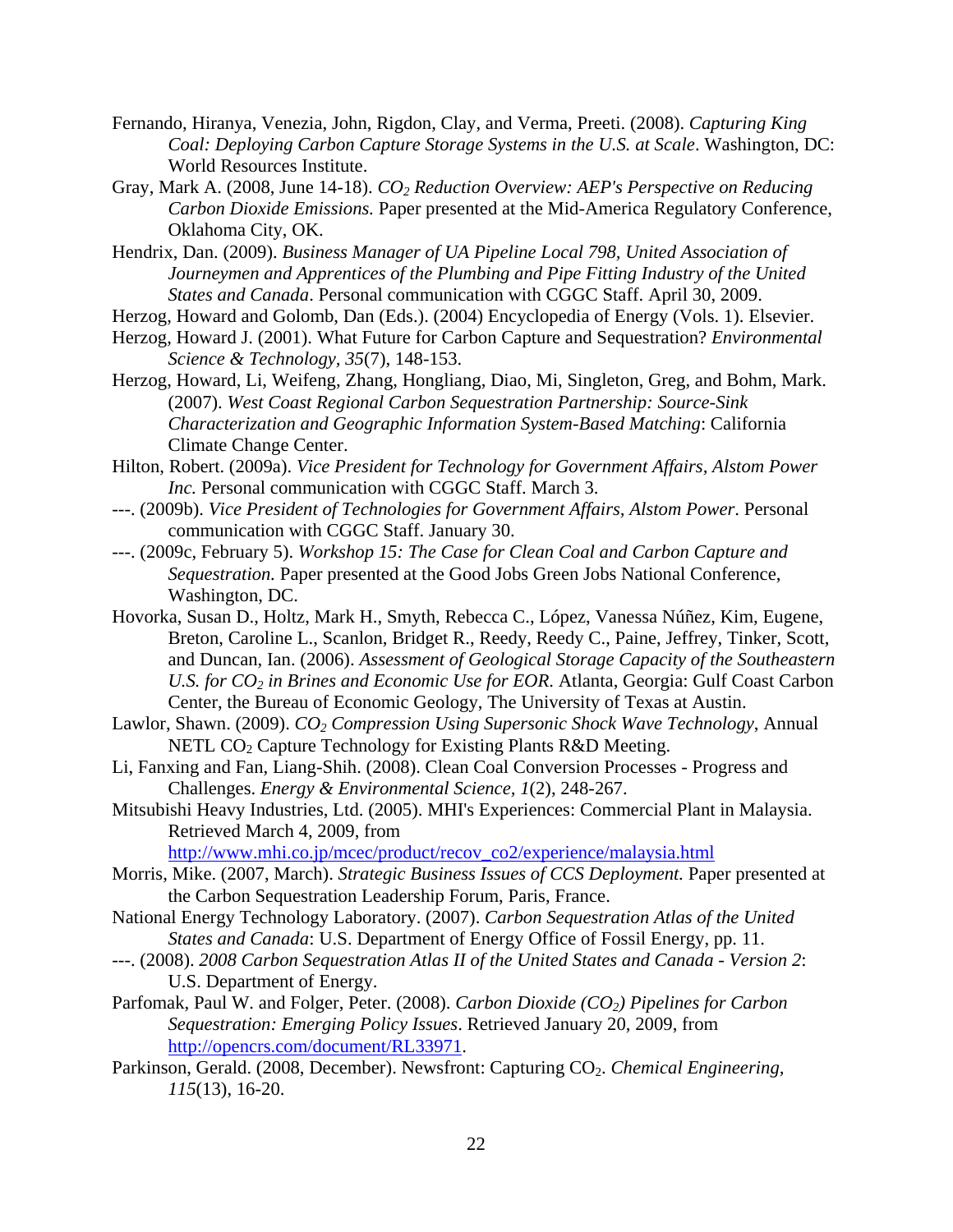Fernando, Hiranya, Venezia, John, Rigdon, Clay, and Verma, Preeti. (2008). *Capturing King Coal: Deploying Carbon Capture Storage Systems in the U.S. at Scale*. Washington, DC: World Resources Institute.

Gray, Mark A. (2008, June 14-18). *$CO_2$ Reduction Overview: AEP's Perspective on Reducing Carbon Dioxide Emissions.* Paper presented at the Mid-America Regulatory Conference, Oklahoma City, OK.

Hendrix, Dan. (2009). *Business Manager of UA Pipeline Local 798, United Association of Journeymen and Apprentices of the Plumbing and Pipe Fitting Industry of the United States and Canada*. Personal communication with CGGC Staff. April 30, 2009.

Herzog, Howard and Golomb, Dan (Eds.). (2004) Encyclopedia of Energy (Vols. 1). Elsevier.

Herzog, Howard J. (2001). What Future for Carbon Capture and Sequestration? *Environmental Science & Technology, 35*(7), 148-153.

Herzog, Howard, Li, Weifeng, Zhang, Hongliang, Diao, Mi, Singleton, Greg, and Bohm, Mark. (2007). *West Coast Regional Carbon Sequestration Partnership: Source-Sink Characterization and Geographic Information System-Based Matching*: California Climate Change Center.

Hilton, Robert. (2009a). *Vice President for Technology for Government Affairs, Alstom Power Inc.* Personal communication with CGGC Staff. March 3.

---. (2009b). *Vice President of Technologies for Government Affairs, Alstom Power*. Personal communication with CGGC Staff. January 30.

---. (2009c, February 5). *Workshop 15: The Case for Clean Coal and Carbon Capture and Sequestration.* Paper presented at the Good Jobs Green Jobs National Conference, Washington, DC.

Hovorka, Susan D., Holtz, Mark H., Smyth, Rebecca C., López, Vanessa Núñez, Kim, Eugene, Breton, Caroline L., Scanlon, Bridget R., Reedy, Reedy C., Paine, Jeffrey, Tinker, Scott, and Duncan, Ian. (2006). *Assessment of Geological Storage Capacity of the Southeastern U.S. for $CO_2$ in Brines and Economic Use for EOR*. Atlanta, Georgia: Gulf Coast Carbon Center, the Bureau of Economic Geology, The University of Texas at Austin.

Lawlor, Shawn. (2009). *$CO_2$ Compression Using Supersonic Shock Wave Technology*, Annual NETL $CO_2$ Capture Technology for Existing Plants R&D Meeting.

Li, Fanxing and Fan, Liang-Shih. (2008). Clean Coal Conversion Processes - Progress and Challenges. *Energy & Environmental Science, 1*(2), 248-267.

Mitsubishi Heavy Industries, Ltd. (2005). MHI's Experiences: Commercial Plant in Malaysia. Retrieved March 4, 2009, from http://www.mhi.co.jp/mcec/product/recov_co2/experience/malaysia.html

Morris, Mike. (2007, March). *Strategic Business Issues of CCS Deployment.* Paper presented at the Carbon Sequestration Leadership Forum, Paris, France.

National Energy Technology Laboratory. (2007). *Carbon Sequestration Atlas of the United States and Canada*: U.S. Department of Energy Office of Fossil Energy, pp. 11.

---. (2008). *2008 Carbon Sequestration Atlas II of the United States and Canada - Version 2*: U.S. Department of Energy.

Parfomak, Paul W. and Folger, Peter. (2008). *Carbon Dioxide ($CO_2$) Pipelines for Carbon Sequestration: Emerging Policy Issues*. Retrieved January 20, 2009, from http://opencrs.com/document/RL33971.

Parkinson, Gerald. (2008, December). Newsfront: Capturing $CO_2$. *Chemical Engineering, 115*(13), 16-20.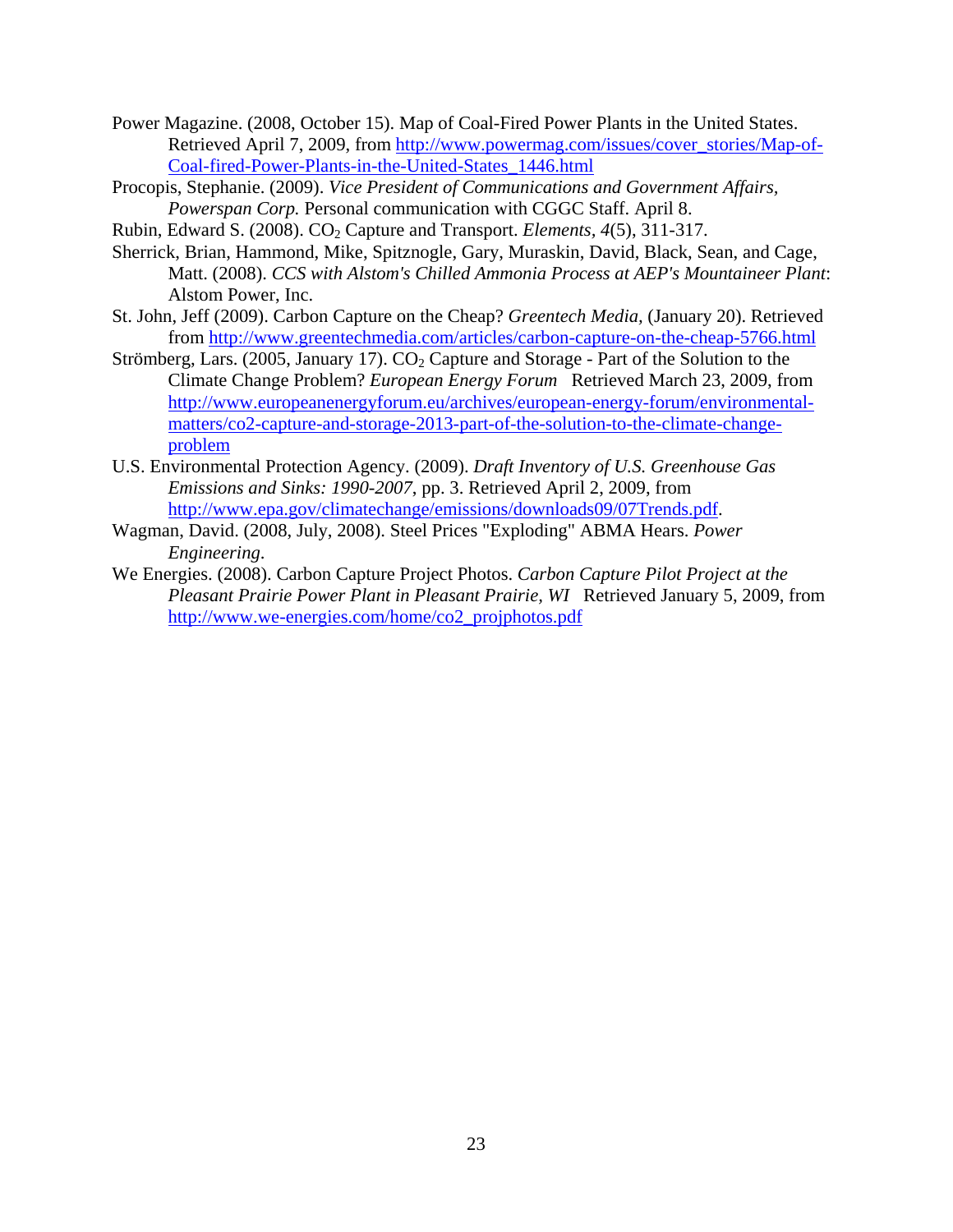Power Magazine. (2008, October 15). Map of Coal-Fired Power Plants in the United States. Retrieved April 7, 2009, from http://www.powermag.com/issues/cover_stories/Map-of-Coal-fired-Power-Plants-in-the-United-States_1446.html

Procopis, Stephanie. (2009). *Vice President of Communications and Government Affairs, Powerspan Corp.* Personal communication with CGGC Staff. April 8.

Rubin, Edward S. (2008). $CO_2$ Capture and Transport. *Elements, 4*(5), 311-317.

Sherrick, Brian, Hammond, Mike, Spitznogle, Gary, Muraskin, David, Black, Sean, and Cage, Matt. (2008). *CCS with Alstom's Chilled Ammonia Process at AEP's Mountaineer Plant*: Alstom Power, Inc.

St. John, Jeff (2009). Carbon Capture on the Cheap? *Greentech Media,* (January 20). Retrieved from http://www.greentechmedia.com/articles/carbon-capture-on-the-cheap-5766.html

Strömberg, Lars. (2005, January 17). $CO_2$ Capture and Storage - Part of the Solution to the Climate Change Problem? *European Energy Forum* Retrieved March 23, 2009, from http://www.europeanenergyforum.eu/archives/european-energy-forum/environmental-matters/co2-capture-and-storage-2013-part-of-the-solution-to-the-climate-change-problem

U.S. Environmental Protection Agency. (2009). *Draft Inventory of U.S. Greenhouse Gas Emissions and Sinks: 1990-2007*, pp. 3. Retrieved April 2, 2009, from http://www.epa.gov/climatechange/emissions/downloads09/07Trends.pdf.

Wagman, David. (2008, July, 2008). Steel Prices "Exploding" ABMA Hears. *Power Engineering*.

We Energies. (2008). Carbon Capture Project Photos. *Carbon Capture Pilot Project at the Pleasant Prairie Power Plant in Pleasant Prairie, WI* Retrieved January 5, 2009, from http://www.we-energies.com/home/co2_projphotos.pdf